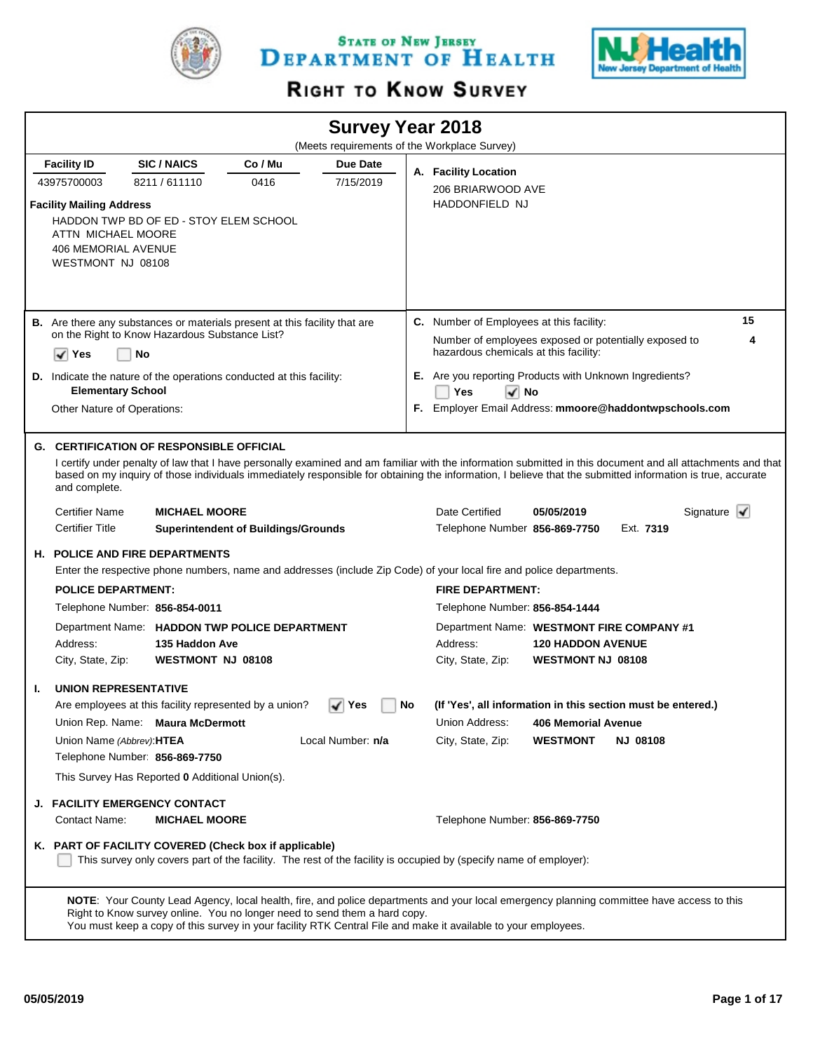# State of New Jersey Department of Health

## Right to Know Survey

## Survey Year 2018

(Meets requirements of the Workplace Survey)

| Facility ID | SIC / NAICS | Co / Mu | Due Date |
|---|---|---|---|
| 43975700003 | 8211 / 611110 | 0416 | 7/15/2019 |

**Facility Mailing Address**

HADDON TWP BD OF ED - STOY ELEM SCHOOL
ATTN MICHAEL MOORE
406 MEMORIAL AVENUE
WESTMONT NJ 08108

**A. Facility Location**

206 BRIARWOOD AVE
HADDONFIELD NJ

**B.** Are there any substances or materials present at this facility that are on the Right to Know Hazardous Substance List?

☑ Yes ☐ No

**C.** Number of Employees at this facility: **15**

Number of employees exposed or potentially exposed to hazardous chemicals at this facility: **4**

**D.** Indicate the nature of the operations conducted at this facility:
**Elementary School**

Other Nature of Operations:

**E.** Are you reporting Products with Unknown Ingredients?

☐ Yes ☑ No

**F.** Employer Email Address: **mmoore@haddontwpschools.com**

### G. CERTIFICATION OF RESPONSIBLE OFFICIAL

I certify under penalty of law that I have personally examined and am familiar with the information submitted in this document and all attachments and that based on my inquiry of those individuals immediately responsible for obtaining the information, I believe that the submitted information is true, accurate and complete.

Certifier Name: **MICHAEL MOORE**
Certifier Title: **Superintendent of Buildings/Grounds**
Date Certified: **05/05/2019**
Telephone Number: **856-869-7750** Ext. **7319**
Signature ☑

### H. POLICE AND FIRE DEPARTMENTS

Enter the respective phone numbers, name and addresses (include Zip Code) of your local fire and police departments.

**POLICE DEPARTMENT:**

Telephone Number: **856-854-0011**
Department Name: **HADDON TWP POLICE DEPARTMENT**
Address: **135 Haddon Ave**
City, State, Zip: **WESTMONT NJ 08108**

**FIRE DEPARTMENT:**

Telephone Number: **856-854-1444**
Department Name: **WESTMONT FIRE COMPANY #1**
Address: **120 HADDON AVENUE**
City, State, Zip: **WESTMONT NJ 08108**

### I. UNION REPRESENTATIVE

Are employees at this facility represented by a union? ☑ Yes ☐ No

**(If 'Yes', all information in this section must be entered.)**

Union Rep. Name: **Maura McDermott**
Union Name *(Abbrev)*: **HTEA**
Local Number: **n/a**
Telephone Number: **856-869-7750**
Union Address: **406 Memorial Avenue**
City, State, Zip: **WESTMONT NJ 08108**

This Survey Has Reported **0** Additional Union(s).

### J. FACILITY EMERGENCY CONTACT

Contact Name: **MICHAEL MOORE**
Telephone Number: **856-869-7750**

### K. PART OF FACILITY COVERED (Check box if applicable)

☐ This survey only covers part of the facility. The rest of the facility is occupied by (specify name of employer):

**NOTE**: Your County Lead Agency, local health, fire, and police departments and your local emergency planning committee have access to this Right to Know survey online. You no longer need to send them a hard copy.
You must keep a copy of this survey in your facility RTK Central File and make it available to your employees.

05/05/2019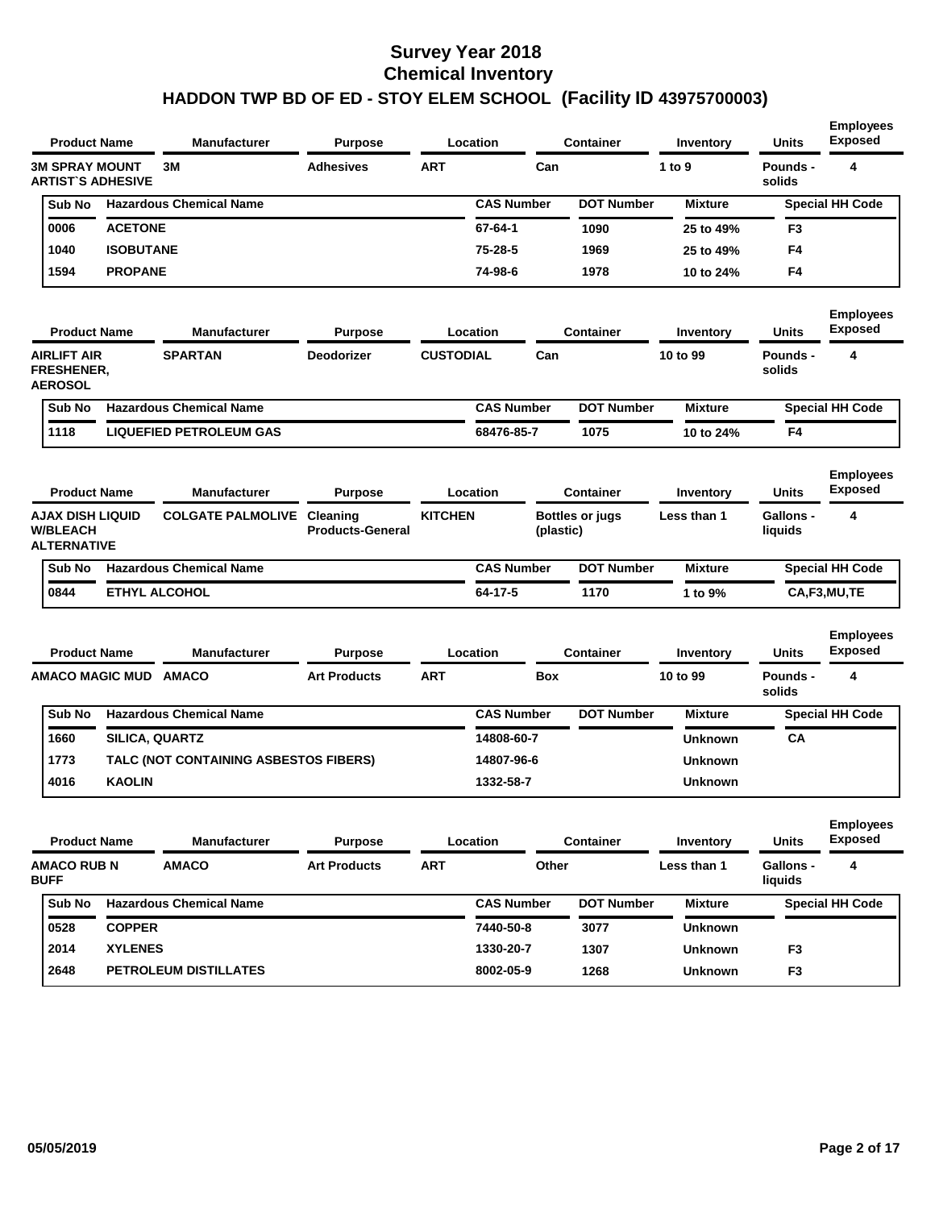# Survey Year 2018
# Chemical Inventory
## HADDON TWP BD OF ED - STOY ELEM SCHOOL (Facility ID 43975700003)

| Product Name | Manufacturer | Purpose | Location | Container | Inventory | Units | Employees Exposed |
|---|---|---|---|---|---|---|---|
| 3M SPRAY MOUNT ARTIST`S ADHESIVE | 3M | Adhesives | ART | Can | 1 to 9 | Pounds - solids | 4 |

| Sub No | Hazardous Chemical Name | CAS Number | DOT Number | Mixture | Special HH Code |
|---|---|---|---|---|---|
| 0006 | ACETONE | 67-64-1 | 1090 | 25 to 49% | F3 |
| 1040 | ISOBUTANE | 75-28-5 | 1969 | 25 to 49% | F4 |
| 1594 | PROPANE | 74-98-6 | 1978 | 10 to 24% | F4 |

| Product Name | Manufacturer | Purpose | Location | Container | Inventory | Units | Employees Exposed |
|---|---|---|---|---|---|---|---|
| AIRLIFT AIR FRESHENER, AEROSOL | SPARTAN | Deodorizer | CUSTODIAL | Can | 10 to 99 | Pounds - solids | 4 |

| Sub No | Hazardous Chemical Name | CAS Number | DOT Number | Mixture | Special HH Code |
|---|---|---|---|---|---|
| 1118 | LIQUEFIED PETROLEUM GAS | 68476-85-7 | 1075 | 10 to 24% | F4 |

| Product Name | Manufacturer | Purpose | Location | Container | Inventory | Units | Employees Exposed |
|---|---|---|---|---|---|---|---|
| AJAX DISH LIQUID W/BLEACH ALTERNATIVE | COLGATE PALMOLIVE | Cleaning Products-General | KITCHEN | Bottles or jugs (plastic) | Less than 1 | Gallons - liquids | 4 |

| Sub No | Hazardous Chemical Name | CAS Number | DOT Number | Mixture | Special HH Code |
|---|---|---|---|---|---|
| 0844 | ETHYL ALCOHOL | 64-17-5 | 1170 | 1 to 9% | CA,F3,MU,TE |

| Product Name | Manufacturer | Purpose | Location | Container | Inventory | Units | Employees Exposed |
|---|---|---|---|---|---|---|---|
| AMACO MAGIC MUD | AMACO | Art Products | ART | Box | 10 to 99 | Pounds - solids | 4 |

| Sub No | Hazardous Chemical Name | CAS Number | DOT Number | Mixture | Special HH Code |
|---|---|---|---|---|---|
| 1660 | SILICA, QUARTZ | 14808-60-7 | | Unknown | CA |
| 1773 | TALC (NOT CONTAINING ASBESTOS FIBERS) | 14807-96-6 | | Unknown | |
| 4016 | KAOLIN | 1332-58-7 | | Unknown | |

| Product Name | Manufacturer | Purpose | Location | Container | Inventory | Units | Employees Exposed |
|---|---|---|---|---|---|---|---|
| AMACO RUB N BUFF | AMACO | Art Products | ART | Other | Less than 1 | Gallons - liquids | 4 |

| Sub No | Hazardous Chemical Name | CAS Number | DOT Number | Mixture | Special HH Code |
|---|---|---|---|---|---|
| 0528 | COPPER | 7440-50-8 | 3077 | Unknown | |
| 2014 | XYLENES | 1330-20-7 | 1307 | Unknown | F3 |
| 2648 | PETROLEUM DISTILLATES | 8002-05-9 | 1268 | Unknown | F3 |

05/05/2019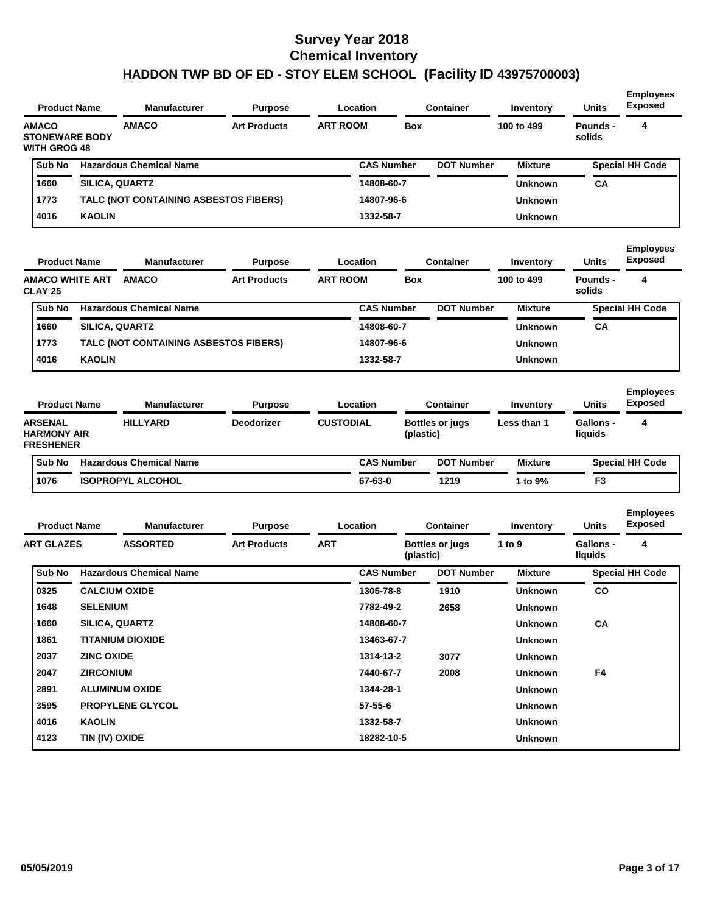# Survey Year 2018
## Chemical Inventory
## HADDON TWP BD OF ED - STOY ELEM SCHOOL (Facility ID 43975700003)

| Product Name | Manufacturer | Purpose | Location | Container | Inventory | Units | Employees Exposed |
|---|---|---|---|---|---|---|---|
| AMACO STONEWARE BODY WITH GROG 48 | AMACO | Art Products | ART ROOM | Box | 100 to 499 | Pounds - solids | 4 |

| Sub No | Hazardous Chemical Name | CAS Number | DOT Number | Mixture | Special HH Code |
|---|---|---|---|---|---|
| 1660 | SILICA, QUARTZ | 14808-60-7 | | Unknown | CA |
| 1773 | TALC (NOT CONTAINING ASBESTOS FIBERS) | 14807-96-6 | | Unknown | |
| 4016 | KAOLIN | 1332-58-7 | | Unknown | |

| Product Name | Manufacturer | Purpose | Location | Container | Inventory | Units | Employees Exposed |
|---|---|---|---|---|---|---|---|
| AMACO WHITE ART CLAY 25 | AMACO | Art Products | ART ROOM | Box | 100 to 499 | Pounds - solids | 4 |

| Sub No | Hazardous Chemical Name | CAS Number | DOT Number | Mixture | Special HH Code |
|---|---|---|---|---|---|
| 1660 | SILICA, QUARTZ | 14808-60-7 | | Unknown | CA |
| 1773 | TALC (NOT CONTAINING ASBESTOS FIBERS) | 14807-96-6 | | Unknown | |
| 4016 | KAOLIN | 1332-58-7 | | Unknown | |

| Product Name | Manufacturer | Purpose | Location | Container | Inventory | Units | Employees Exposed |
|---|---|---|---|---|---|---|---|
| ARSENAL HARMONY AIR FRESHENER | HILLYARD | Deodorizer | CUSTODIAL | Bottles or jugs (plastic) | Less than 1 | Gallons - liquids | 4 |

| Sub No | Hazardous Chemical Name | CAS Number | DOT Number | Mixture | Special HH Code |
|---|---|---|---|---|---|
| 1076 | ISOPROPYL ALCOHOL | 67-63-0 | 1219 | 1 to 9% | F3 |

| Product Name | Manufacturer | Purpose | Location | Container | Inventory | Units | Employees Exposed |
|---|---|---|---|---|---|---|---|
| ART GLAZES | ASSORTED | Art Products | ART | Bottles or jugs (plastic) | 1 to 9 | Gallons - liquids | 4 |

| Sub No | Hazardous Chemical Name | CAS Number | DOT Number | Mixture | Special HH Code |
|---|---|---|---|---|---|
| 0325 | CALCIUM OXIDE | 1305-78-8 | 1910 | Unknown | CO |
| 1648 | SELENIUM | 7782-49-2 | 2658 | Unknown | |
| 1660 | SILICA, QUARTZ | 14808-60-7 | | Unknown | CA |
| 1861 | TITANIUM DIOXIDE | 13463-67-7 | | Unknown | |
| 2037 | ZINC OXIDE | 1314-13-2 | 3077 | Unknown | |
| 2047 | ZIRCONIUM | 7440-67-7 | 2008 | Unknown | F4 |
| 2891 | ALUMINUM OXIDE | 1344-28-1 | | Unknown | |
| 3595 | PROPYLENE GLYCOL | 57-55-6 | | Unknown | |
| 4016 | KAOLIN | 1332-58-7 | | Unknown | |
| 4123 | TIN (IV) OXIDE | 18282-10-5 | | Unknown | |

05/05/2019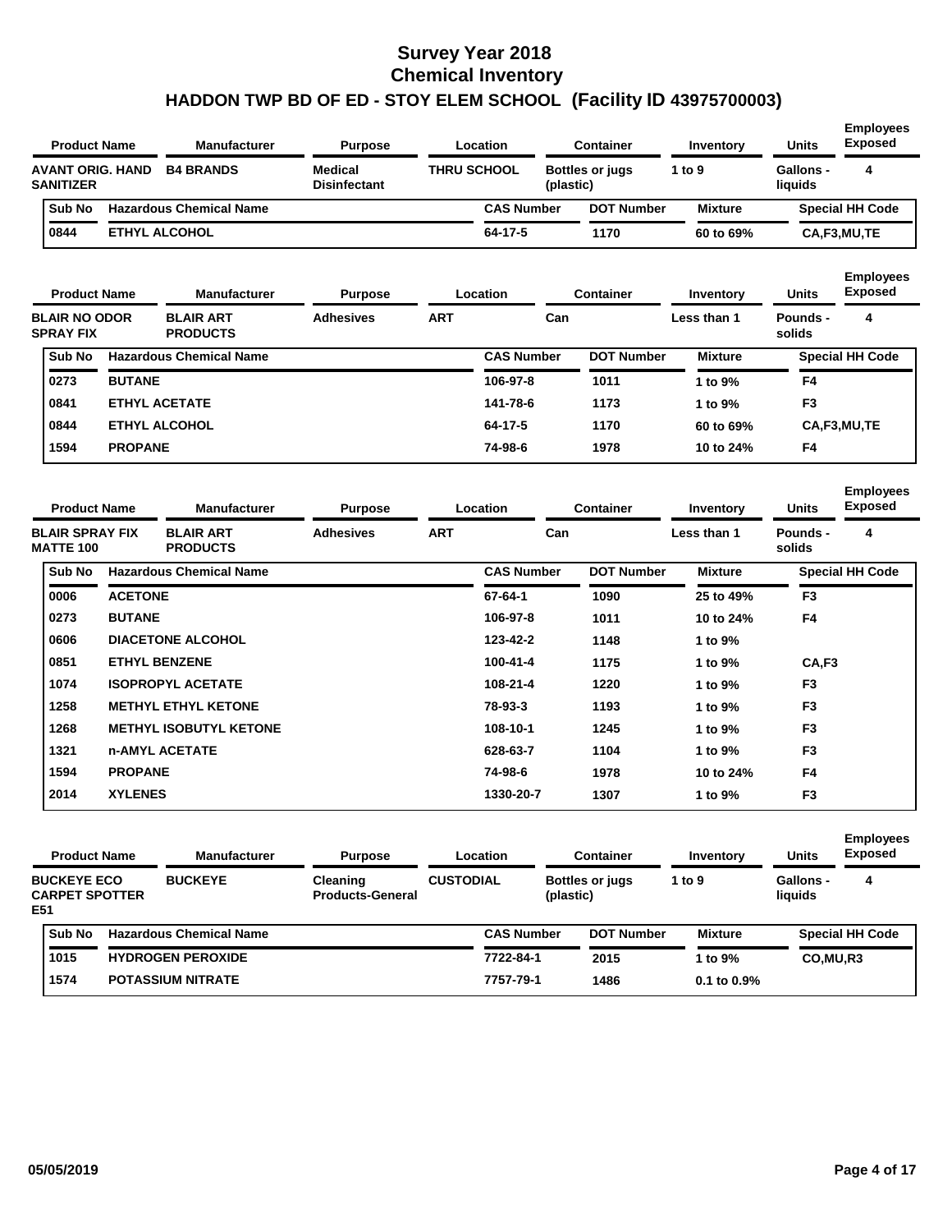# Survey Year 2018
## Chemical Inventory
## HADDON TWP BD OF ED - STOY ELEM SCHOOL (Facility ID 43975700003)

| Product Name | Manufacturer | Purpose | Location | Container | Inventory | Units | Employees Exposed |
|---|---|---|---|---|---|---|---|
| AVANT ORIG. HAND SANITIZER | B4 BRANDS | Medical Disinfectant | THRU SCHOOL | Bottles or jugs (plastic) | 1 to 9 | Gallons - liquids | 4 |

| Sub No | Hazardous Chemical Name | CAS Number | DOT Number | Mixture | Special HH Code |
|---|---|---|---|---|---|
| 0844 | ETHYL ALCOHOL | 64-17-5 | 1170 | 60 to 69% | CA,F3,MU,TE |

| Product Name | Manufacturer | Purpose | Location | Container | Inventory | Units | Employees Exposed |
|---|---|---|---|---|---|---|---|
| BLAIR NO ODOR SPRAY FIX | BLAIR ART PRODUCTS | Adhesives | ART | Can | Less than 1 | Pounds - solids | 4 |

| Sub No | Hazardous Chemical Name | CAS Number | DOT Number | Mixture | Special HH Code |
|---|---|---|---|---|---|
| 0273 | BUTANE | 106-97-8 | 1011 | 1 to 9% | F4 |
| 0841 | ETHYL ACETATE | 141-78-6 | 1173 | 1 to 9% | F3 |
| 0844 | ETHYL ALCOHOL | 64-17-5 | 1170 | 60 to 69% | CA,F3,MU,TE |
| 1594 | PROPANE | 74-98-6 | 1978 | 10 to 24% | F4 |

| Product Name | Manufacturer | Purpose | Location | Container | Inventory | Units | Employees Exposed |
|---|---|---|---|---|---|---|---|
| BLAIR SPRAY FIX MATTE 100 | BLAIR ART PRODUCTS | Adhesives | ART | Can | Less than 1 | Pounds - solids | 4 |

| Sub No | Hazardous Chemical Name | CAS Number | DOT Number | Mixture | Special HH Code |
|---|---|---|---|---|---|
| 0006 | ACETONE | 67-64-1 | 1090 | 25 to 49% | F3 |
| 0273 | BUTANE | 106-97-8 | 1011 | 10 to 24% | F4 |
| 0606 | DIACETONE ALCOHOL | 123-42-2 | 1148 | 1 to 9% | |
| 0851 | ETHYL BENZENE | 100-41-4 | 1175 | 1 to 9% | CA,F3 |
| 1074 | ISOPROPYL ACETATE | 108-21-4 | 1220 | 1 to 9% | F3 |
| 1258 | METHYL ETHYL KETONE | 78-93-3 | 1193 | 1 to 9% | F3 |
| 1268 | METHYL ISOBUTYL KETONE | 108-10-1 | 1245 | 1 to 9% | F3 |
| 1321 | n-AMYL ACETATE | 628-63-7 | 1104 | 1 to 9% | F3 |
| 1594 | PROPANE | 74-98-6 | 1978 | 10 to 24% | F4 |
| 2014 | XYLENES | 1330-20-7 | 1307 | 1 to 9% | F3 |

| Product Name | Manufacturer | Purpose | Location | Container | Inventory | Units | Employees Exposed |
|---|---|---|---|---|---|---|---|
| BUCKEYE ECO CARPET SPOTTER E51 | BUCKEYE | Cleaning Products-General | CUSTODIAL | Bottles or jugs (plastic) | 1 to 9 | Gallons - liquids | 4 |

| Sub No | Hazardous Chemical Name | CAS Number | DOT Number | Mixture | Special HH Code |
|---|---|---|---|---|---|
| 1015 | HYDROGEN PEROXIDE | 7722-84-1 | 2015 | 1 to 9% | CO,MU,R3 |
| 1574 | POTASSIUM NITRATE | 7757-79-1 | 1486 | 0.1 to 0.9% | |

05/05/2019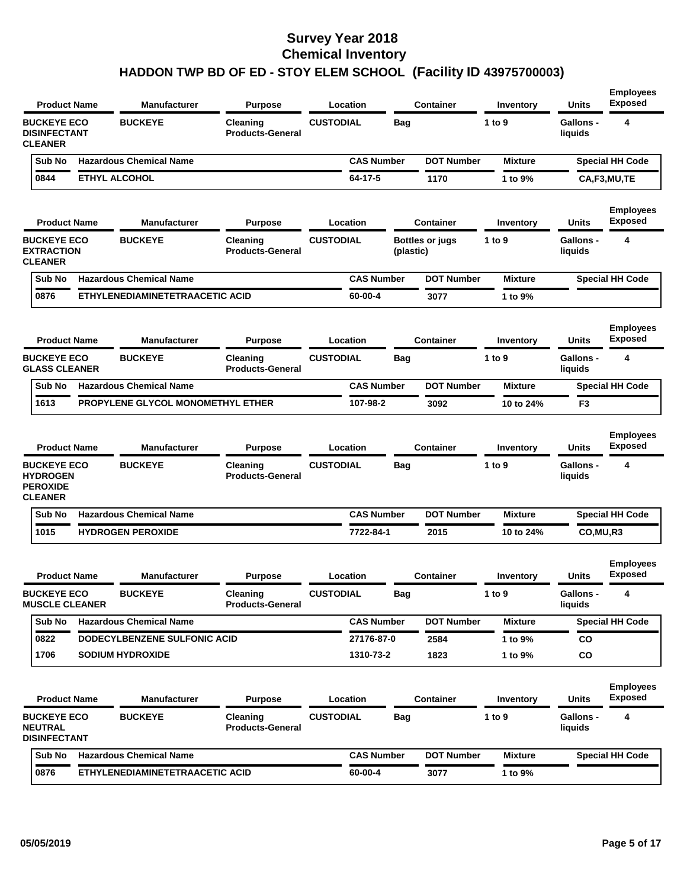# Survey Year 2018
# Chemical Inventory
## HADDON TWP BD OF ED - STOY ELEM SCHOOL (Facility ID 43975700003)

| Product Name | Manufacturer | Purpose | Location | Container | Inventory | Units | Employees Exposed |
|---|---|---|---|---|---|---|---|
| BUCKEYE ECO DISINFECTANT CLEANER | BUCKEYE | Cleaning Products-General | CUSTODIAL | Bag | 1 to 9 | Gallons - liquids | 4 |

| Sub No | Hazardous Chemical Name | CAS Number | DOT Number | Mixture | Special HH Code |
|---|---|---|---|---|---|
| 0844 | ETHYL ALCOHOL | 64-17-5 | 1170 | 1 to 9% | CA,F3,MU,TE |

| Product Name | Manufacturer | Purpose | Location | Container | Inventory | Units | Employees Exposed |
|---|---|---|---|---|---|---|---|
| BUCKEYE ECO EXTRACTION CLEANER | BUCKEYE | Cleaning Products-General | CUSTODIAL | Bottles or jugs (plastic) | 1 to 9 | Gallons - liquids | 4 |

| Sub No | Hazardous Chemical Name | CAS Number | DOT Number | Mixture | Special HH Code |
|---|---|---|---|---|---|
| 0876 | ETHYLENEDIAMINETETRAACETIC ACID | 60-00-4 | 3077 | 1 to 9% | |

| Product Name | Manufacturer | Purpose | Location | Container | Inventory | Units | Employees Exposed |
|---|---|---|---|---|---|---|---|
| BUCKEYE ECO GLASS CLEANER | BUCKEYE | Cleaning Products-General | CUSTODIAL | Bag | 1 to 9 | Gallons - liquids | 4 |

| Sub No | Hazardous Chemical Name | CAS Number | DOT Number | Mixture | Special HH Code |
|---|---|---|---|---|---|
| 1613 | PROPYLENE GLYCOL MONOMETHYL ETHER | 107-98-2 | 3092 | 10 to 24% | F3 |

| Product Name | Manufacturer | Purpose | Location | Container | Inventory | Units | Employees Exposed |
|---|---|---|---|---|---|---|---|
| BUCKEYE ECO HYDROGEN PEROXIDE CLEANER | BUCKEYE | Cleaning Products-General | CUSTODIAL | Bag | 1 to 9 | Gallons - liquids | 4 |

| Sub No | Hazardous Chemical Name | CAS Number | DOT Number | Mixture | Special HH Code |
|---|---|---|---|---|---|
| 1015 | HYDROGEN PEROXIDE | 7722-84-1 | 2015 | 10 to 24% | CO,MU,R3 |

| Product Name | Manufacturer | Purpose | Location | Container | Inventory | Units | Employees Exposed |
|---|---|---|---|---|---|---|---|
| BUCKEYE ECO MUSCLE CLEANER | BUCKEYE | Cleaning Products-General | CUSTODIAL | Bag | 1 to 9 | Gallons - liquids | 4 |

| Sub No | Hazardous Chemical Name | CAS Number | DOT Number | Mixture | Special HH Code |
|---|---|---|---|---|---|
| 0822 | DODECYLBENZENE SULFONIC ACID | 27176-87-0 | 2584 | 1 to 9% | CO |
| 1706 | SODIUM HYDROXIDE | 1310-73-2 | 1823 | 1 to 9% | CO |

| Product Name | Manufacturer | Purpose | Location | Container | Inventory | Units | Employees Exposed |
|---|---|---|---|---|---|---|---|
| BUCKEYE ECO NEUTRAL DISINFECTANT | BUCKEYE | Cleaning Products-General | CUSTODIAL | Bag | 1 to 9 | Gallons - liquids | 4 |

| Sub No | Hazardous Chemical Name | CAS Number | DOT Number | Mixture | Special HH Code |
|---|---|---|---|---|---|
| 0876 | ETHYLENEDIAMINETETRAACETIC ACID | 60-00-4 | 3077 | 1 to 9% | |

05/05/2019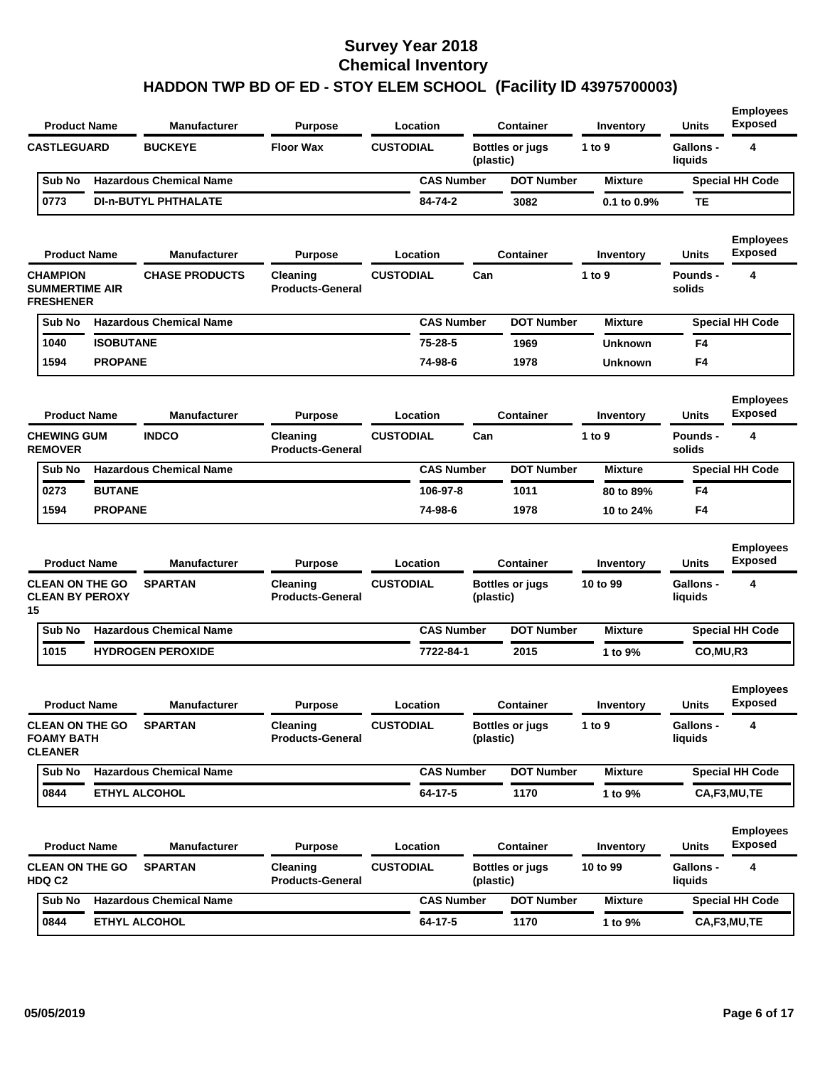# Survey Year 2018
## Chemical Inventory
## HADDON TWP BD OF ED - STOY ELEM SCHOOL (Facility ID 43975700003)

| Product Name | Manufacturer | Purpose | Location | Container | Inventory | Units | Employees Exposed |
|---|---|---|---|---|---|---|---|
| CASTLEGUARD | BUCKEYE | Floor Wax | CUSTODIAL | Bottles or jugs (plastic) | 1 to 9 | Gallons - liquids | 4 |

| Sub No | Hazardous Chemical Name | CAS Number | DOT Number | Mixture | Special HH Code |
|---|---|---|---|---|---|
| 0773 | DI-n-BUTYL PHTHALATE | 84-74-2 | 3082 | 0.1 to 0.9% | TE |

| Product Name | Manufacturer | Purpose | Location | Container | Inventory | Units | Employees Exposed |
|---|---|---|---|---|---|---|---|
| CHAMPION SUMMERTIME AIR FRESHENER | CHASE PRODUCTS | Cleaning Products-General | CUSTODIAL | Can | 1 to 9 | Pounds - solids | 4 |

| Sub No | Hazardous Chemical Name | CAS Number | DOT Number | Mixture | Special HH Code |
|---|---|---|---|---|---|
| 1040 | ISOBUTANE | 75-28-5 | 1969 | Unknown | F4 |
| 1594 | PROPANE | 74-98-6 | 1978 | Unknown | F4 |

| Product Name | Manufacturer | Purpose | Location | Container | Inventory | Units | Employees Exposed |
|---|---|---|---|---|---|---|---|
| CHEWING GUM REMOVER | INDCO | Cleaning Products-General | CUSTODIAL | Can | 1 to 9 | Pounds - solids | 4 |

| Sub No | Hazardous Chemical Name | CAS Number | DOT Number | Mixture | Special HH Code |
|---|---|---|---|---|---|
| 0273 | BUTANE | 106-97-8 | 1011 | 80 to 89% | F4 |
| 1594 | PROPANE | 74-98-6 | 1978 | 10 to 24% | F4 |

| Product Name | Manufacturer | Purpose | Location | Container | Inventory | Units | Employees Exposed |
|---|---|---|---|---|---|---|---|
| CLEAN ON THE GO CLEAN BY PEROXY 15 | SPARTAN | Cleaning Products-General | CUSTODIAL | Bottles or jugs (plastic) | 10 to 99 | Gallons - liquids | 4 |

| Sub No | Hazardous Chemical Name | CAS Number | DOT Number | Mixture | Special HH Code |
|---|---|---|---|---|---|
| 1015 | HYDROGEN PEROXIDE | 7722-84-1 | 2015 | 1 to 9% | CO,MU,R3 |

| Product Name | Manufacturer | Purpose | Location | Container | Inventory | Units | Employees Exposed |
|---|---|---|---|---|---|---|---|
| CLEAN ON THE GO FOAMY BATH CLEANER | SPARTAN | Cleaning Products-General | CUSTODIAL | Bottles or jugs (plastic) | 1 to 9 | Gallons - liquids | 4 |

| Sub No | Hazardous Chemical Name | CAS Number | DOT Number | Mixture | Special HH Code |
|---|---|---|---|---|---|
| 0844 | ETHYL ALCOHOL | 64-17-5 | 1170 | 1 to 9% | CA,F3,MU,TE |

| Product Name | Manufacturer | Purpose | Location | Container | Inventory | Units | Employees Exposed |
|---|---|---|---|---|---|---|---|
| CLEAN ON THE GO HDQ C2 | SPARTAN | Cleaning Products-General | CUSTODIAL | Bottles or jugs (plastic) | 10 to 99 | Gallons - liquids | 4 |

| Sub No | Hazardous Chemical Name | CAS Number | DOT Number | Mixture | Special HH Code |
|---|---|---|---|---|---|
| 0844 | ETHYL ALCOHOL | 64-17-5 | 1170 | 1 to 9% | CA,F3,MU,TE |

05/05/2019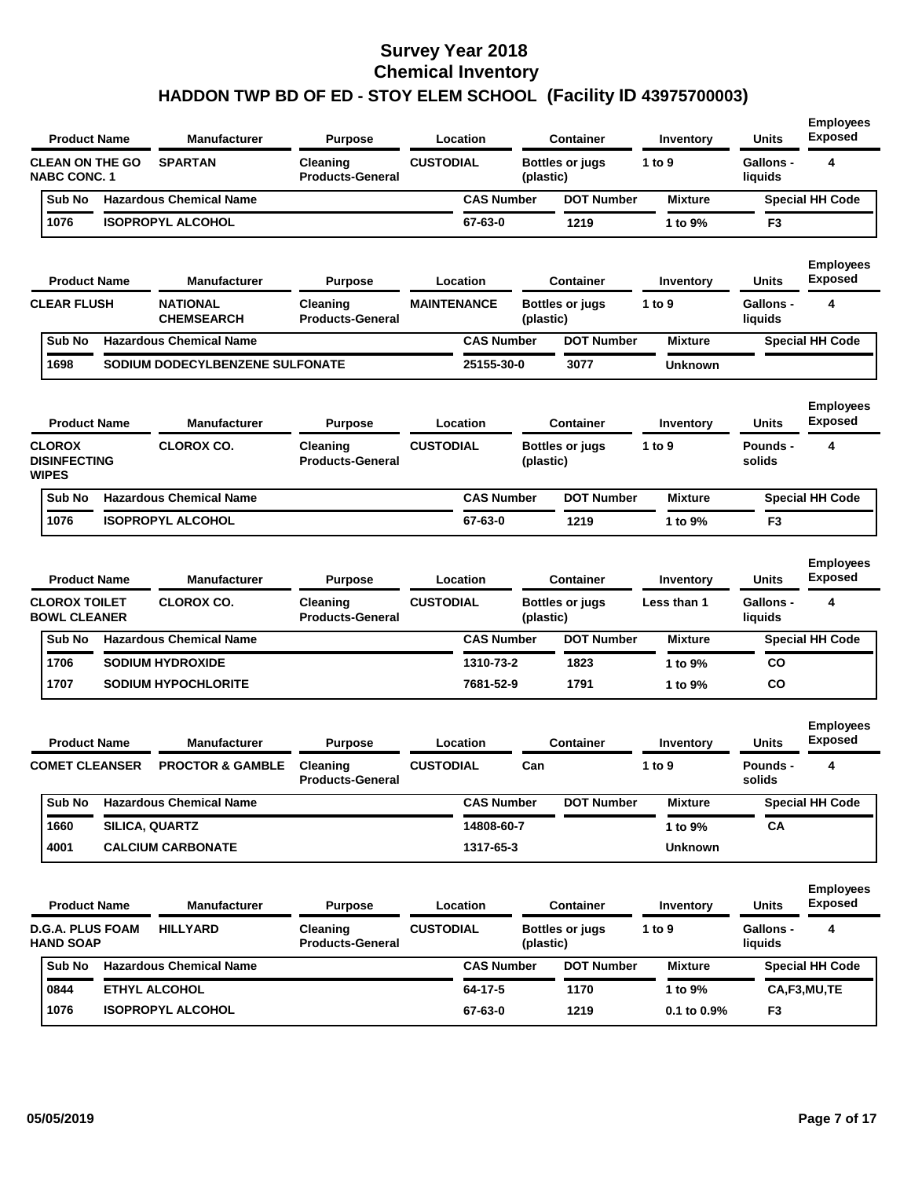# Survey Year 2018
# Chemical Inventory
## HADDON TWP BD OF ED - STOY ELEM SCHOOL (Facility ID 43975700003)

| Product Name | Manufacturer | Purpose | Location | Container | Inventory | Units | Employees Exposed |
|---|---|---|---|---|---|---|---|
| CLEAN ON THE GO NABC CONC. 1 | SPARTAN | Cleaning Products-General | CUSTODIAL | Bottles or jugs (plastic) | 1 to 9 | Gallons - liquids | 4 |

| Sub No | Hazardous Chemical Name | CAS Number | DOT Number | Mixture | Special HH Code |
|---|---|---|---|---|---|
| 1076 | ISOPROPYL ALCOHOL | 67-63-0 | 1219 | 1 to 9% | F3 |

| Product Name | Manufacturer | Purpose | Location | Container | Inventory | Units | Employees Exposed |
|---|---|---|---|---|---|---|---|
| CLEAR FLUSH | NATIONAL CHEMSEARCH | Cleaning Products-General | MAINTENANCE | Bottles or jugs (plastic) | 1 to 9 | Gallons - liquids | 4 |

| Sub No | Hazardous Chemical Name | CAS Number | DOT Number | Mixture | Special HH Code |
|---|---|---|---|---|---|
| 1698 | SODIUM DODECYLBENZENE SULFONATE | 25155-30-0 | 3077 | Unknown | |

| Product Name | Manufacturer | Purpose | Location | Container | Inventory | Units | Employees Exposed |
|---|---|---|---|---|---|---|---|
| CLOROX DISINFECTING WIPES | CLOROX CO. | Cleaning Products-General | CUSTODIAL | Bottles or jugs (plastic) | 1 to 9 | Pounds - solids | 4 |

| Sub No | Hazardous Chemical Name | CAS Number | DOT Number | Mixture | Special HH Code |
|---|---|---|---|---|---|
| 1076 | ISOPROPYL ALCOHOL | 67-63-0 | 1219 | 1 to 9% | F3 |

| Product Name | Manufacturer | Purpose | Location | Container | Inventory | Units | Employees Exposed |
|---|---|---|---|---|---|---|---|
| CLOROX TOILET BOWL CLEANER | CLOROX CO. | Cleaning Products-General | CUSTODIAL | Bottles or jugs (plastic) | Less than 1 | Gallons - liquids | 4 |

| Sub No | Hazardous Chemical Name | CAS Number | DOT Number | Mixture | Special HH Code |
|---|---|---|---|---|---|
| 1706 | SODIUM HYDROXIDE | 1310-73-2 | 1823 | 1 to 9% | CO |
| 1707 | SODIUM HYPOCHLORITE | 7681-52-9 | 1791 | 1 to 9% | CO |

| Product Name | Manufacturer | Purpose | Location | Container | Inventory | Units | Employees Exposed |
|---|---|---|---|---|---|---|---|
| COMET CLEANSER | PROCTOR & GAMBLE | Cleaning Products-General | CUSTODIAL | Can | 1 to 9 | Pounds - solids | 4 |

| Sub No | Hazardous Chemical Name | CAS Number | DOT Number | Mixture | Special HH Code |
|---|---|---|---|---|---|
| 1660 | SILICA, QUARTZ | 14808-60-7 | | 1 to 9% | CA |
| 4001 | CALCIUM CARBONATE | 1317-65-3 | | Unknown | |

| Product Name | Manufacturer | Purpose | Location | Container | Inventory | Units | Employees Exposed |
|---|---|---|---|---|---|---|---|
| D.G.A. PLUS FOAM HAND SOAP | HILLYARD | Cleaning Products-General | CUSTODIAL | Bottles or jugs (plastic) | 1 to 9 | Gallons - liquids | 4 |

| Sub No | Hazardous Chemical Name | CAS Number | DOT Number | Mixture | Special HH Code |
|---|---|---|---|---|---|
| 0844 | ETHYL ALCOHOL | 64-17-5 | 1170 | 1 to 9% | CA,F3,MU,TE |
| 1076 | ISOPROPYL ALCOHOL | 67-63-0 | 1219 | 0.1 to 0.9% | F3 |

05/05/2019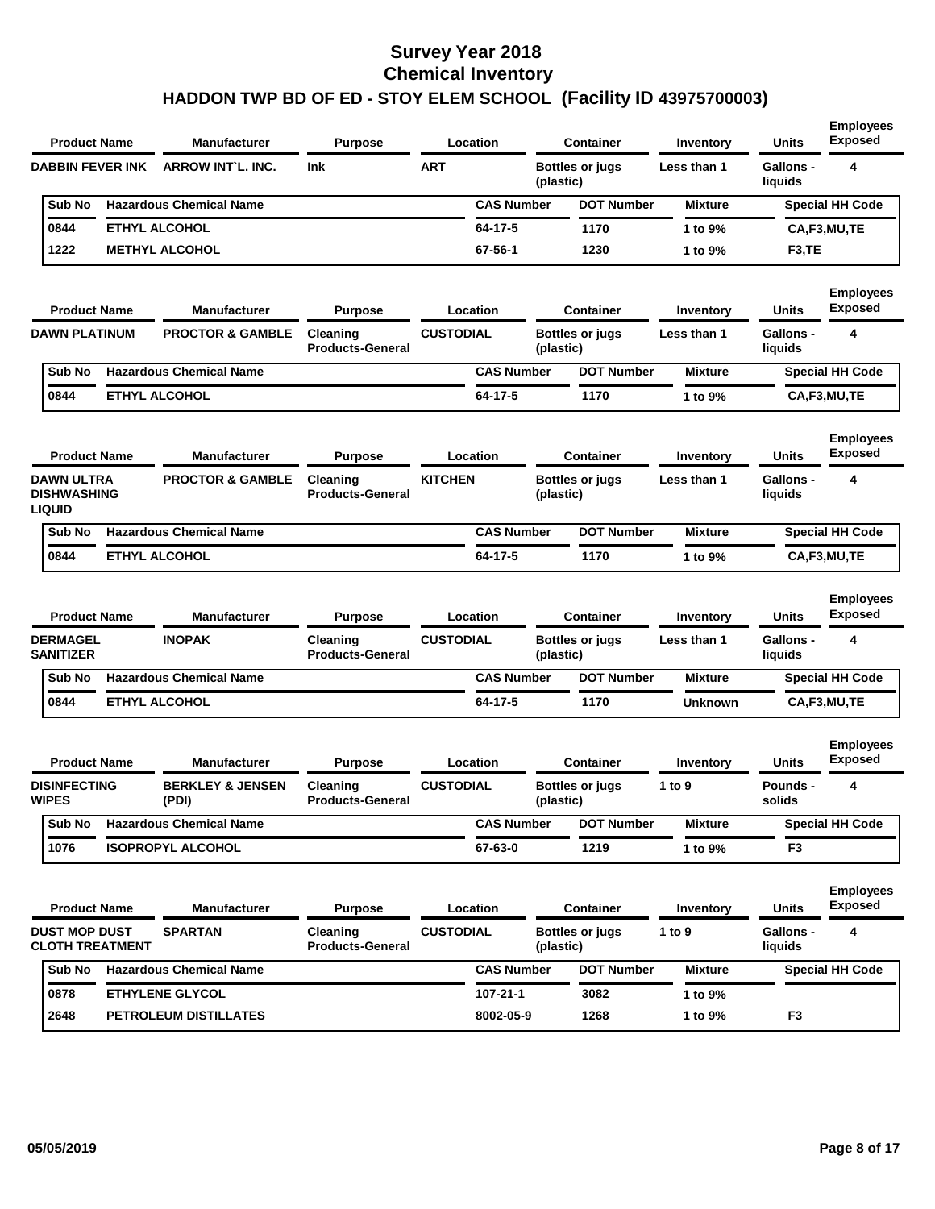# Survey Year 2018
## Chemical Inventory
## HADDON TWP BD OF ED - STOY ELEM SCHOOL (Facility ID 43975700003)

| Product Name | Manufacturer | Purpose | Location | Container | Inventory | Units | Employees Exposed |
|---|---|---|---|---|---|---|---|
| DABBIN FEVER INK | ARROW INT`L. INC. | Ink | ART | Bottles or jugs (plastic) | Less than 1 | Gallons - liquids | 4 |

| Sub No | Hazardous Chemical Name | CAS Number | DOT Number | Mixture | Special HH Code |
|---|---|---|---|---|---|
| 0844 | ETHYL ALCOHOL | 64-17-5 | 1170 | 1 to 9% | CA,F3,MU,TE |
| 1222 | METHYL ALCOHOL | 67-56-1 | 1230 | 1 to 9% | F3,TE |

| Product Name | Manufacturer | Purpose | Location | Container | Inventory | Units | Employees Exposed |
|---|---|---|---|---|---|---|---|
| DAWN PLATINUM | PROCTOR & GAMBLE | Cleaning Products-General | CUSTODIAL | Bottles or jugs (plastic) | Less than 1 | Gallons - liquids | 4 |

| Sub No | Hazardous Chemical Name | CAS Number | DOT Number | Mixture | Special HH Code |
|---|---|---|---|---|---|
| 0844 | ETHYL ALCOHOL | 64-17-5 | 1170 | 1 to 9% | CA,F3,MU,TE |

| Product Name | Manufacturer | Purpose | Location | Container | Inventory | Units | Employees Exposed |
|---|---|---|---|---|---|---|---|
| DAWN ULTRA DISHWASHING LIQUID | PROCTOR & GAMBLE | Cleaning Products-General | KITCHEN | Bottles or jugs (plastic) | Less than 1 | Gallons - liquids | 4 |

| Sub No | Hazardous Chemical Name | CAS Number | DOT Number | Mixture | Special HH Code |
|---|---|---|---|---|---|
| 0844 | ETHYL ALCOHOL | 64-17-5 | 1170 | 1 to 9% | CA,F3,MU,TE |

| Product Name | Manufacturer | Purpose | Location | Container | Inventory | Units | Employees Exposed |
|---|---|---|---|---|---|---|---|
| DERMAGEL SANITIZER | INOPAK | Cleaning Products-General | CUSTODIAL | Bottles or jugs (plastic) | Less than 1 | Gallons - liquids | 4 |

| Sub No | Hazardous Chemical Name | CAS Number | DOT Number | Mixture | Special HH Code |
|---|---|---|---|---|---|
| 0844 | ETHYL ALCOHOL | 64-17-5 | 1170 | Unknown | CA,F3,MU,TE |

| Product Name | Manufacturer | Purpose | Location | Container | Inventory | Units | Employees Exposed |
|---|---|---|---|---|---|---|---|
| DISINFECTING WIPES | BERKLEY & JENSEN (PDI) | Cleaning Products-General | CUSTODIAL | Bottles or jugs (plastic) | 1 to 9 | Pounds - solids | 4 |

| Sub No | Hazardous Chemical Name | CAS Number | DOT Number | Mixture | Special HH Code |
|---|---|---|---|---|---|
| 1076 | ISOPROPYL ALCOHOL | 67-63-0 | 1219 | 1 to 9% | F3 |

| Product Name | Manufacturer | Purpose | Location | Container | Inventory | Units | Employees Exposed |
|---|---|---|---|---|---|---|---|
| DUST MOP DUST CLOTH TREATMENT | SPARTAN | Cleaning Products-General | CUSTODIAL | Bottles or jugs (plastic) | 1 to 9 | Gallons - liquids | 4 |

| Sub No | Hazardous Chemical Name | CAS Number | DOT Number | Mixture | Special HH Code |
|---|---|---|---|---|---|
| 0878 | ETHYLENE GLYCOL | 107-21-1 | 3082 | 1 to 9% | |
| 2648 | PETROLEUM DISTILLATES | 8002-05-9 | 1268 | 1 to 9% | F3 |

05/05/2019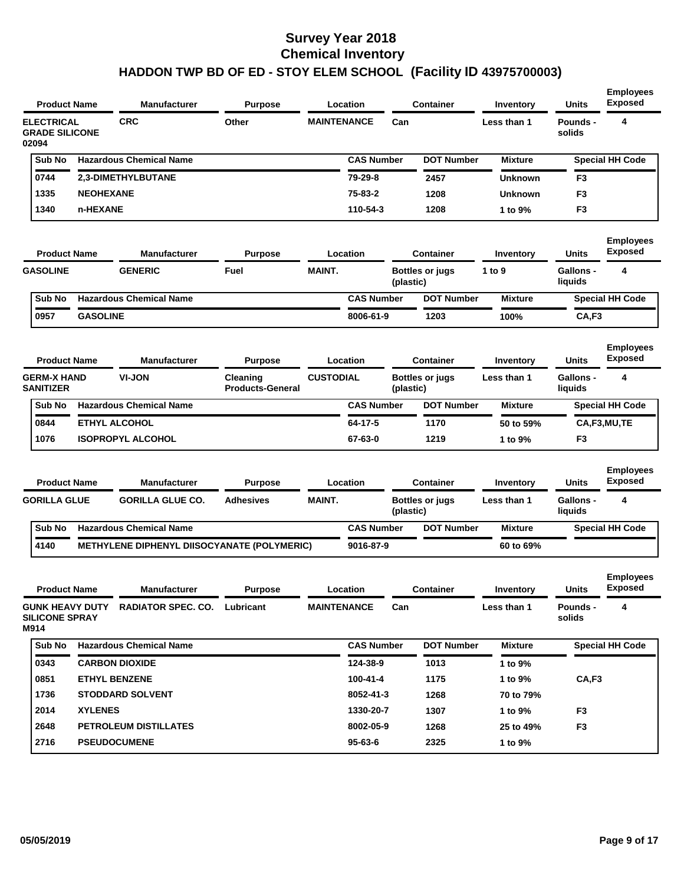# Survey Year 2018
# Chemical Inventory
## HADDON TWP BD OF ED - STOY ELEM SCHOOL (Facility ID 43975700003)

| Product Name | Manufacturer | Purpose | Location | Container | Inventory | Units | Employees Exposed |
|---|---|---|---|---|---|---|---|
| ELECTRICAL GRADE SILICONE 02094 | CRC | Other | MAINTENANCE | Can | Less than 1 | Pounds - solids | 4 |

| Sub No | Hazardous Chemical Name | CAS Number | DOT Number | Mixture | Special HH Code |
|---|---|---|---|---|---|
| 0744 | 2,3-DIMETHYLBUTANE | 79-29-8 | 2457 | Unknown | F3 |
| 1335 | NEOHEXANE | 75-83-2 | 1208 | Unknown | F3 |
| 1340 | n-HEXANE | 110-54-3 | 1208 | 1 to 9% | F3 |

| Product Name | Manufacturer | Purpose | Location | Container | Inventory | Units | Employees Exposed |
|---|---|---|---|---|---|---|---|
| GASOLINE | GENERIC | Fuel | MAINT. | Bottles or jugs (plastic) | 1 to 9 | Gallons - liquids | 4 |

| Sub No | Hazardous Chemical Name | CAS Number | DOT Number | Mixture | Special HH Code |
|---|---|---|---|---|---|
| 0957 | GASOLINE | 8006-61-9 | 1203 | 100% | CA,F3 |

| Product Name | Manufacturer | Purpose | Location | Container | Inventory | Units | Employees Exposed |
|---|---|---|---|---|---|---|---|
| GERM-X HAND SANITIZER | VI-JON | Cleaning Products-General | CUSTODIAL | Bottles or jugs (plastic) | Less than 1 | Gallons - liquids | 4 |

| Sub No | Hazardous Chemical Name | CAS Number | DOT Number | Mixture | Special HH Code |
|---|---|---|---|---|---|
| 0844 | ETHYL ALCOHOL | 64-17-5 | 1170 | 50 to 59% | CA,F3,MU,TE |
| 1076 | ISOPROPYL ALCOHOL | 67-63-0 | 1219 | 1 to 9% | F3 |

| Product Name | Manufacturer | Purpose | Location | Container | Inventory | Units | Employees Exposed |
|---|---|---|---|---|---|---|---|
| GORILLA GLUE | GORILLA GLUE CO. | Adhesives | MAINT. | Bottles or jugs (plastic) | Less than 1 | Gallons - liquids | 4 |

| Sub No | Hazardous Chemical Name | CAS Number | DOT Number | Mixture | Special HH Code |
|---|---|---|---|---|---|
| 4140 | METHYLENE DIPHENYL DIISOCYANATE (POLYMERIC) | 9016-87-9 | | 60 to 69% | |

| Product Name | Manufacturer | Purpose | Location | Container | Inventory | Units | Employees Exposed |
|---|---|---|---|---|---|---|---|
| GUNK HEAVY DUTY SILICONE SPRAY M914 | RADIATOR SPEC. CO. | Lubricant | MAINTENANCE | Can | Less than 1 | Pounds - solids | 4 |

| Sub No | Hazardous Chemical Name | CAS Number | DOT Number | Mixture | Special HH Code |
|---|---|---|---|---|---|
| 0343 | CARBON DIOXIDE | 124-38-9 | 1013 | 1 to 9% | |
| 0851 | ETHYL BENZENE | 100-41-4 | 1175 | 1 to 9% | CA,F3 |
| 1736 | STODDARD SOLVENT | 8052-41-3 | 1268 | 70 to 79% | |
| 2014 | XYLENES | 1330-20-7 | 1307 | 1 to 9% | F3 |
| 2648 | PETROLEUM DISTILLATES | 8002-05-9 | 1268 | 25 to 49% | F3 |
| 2716 | PSEUDOCUMENE | 95-63-6 | 2325 | 1 to 9% | |

05/05/2019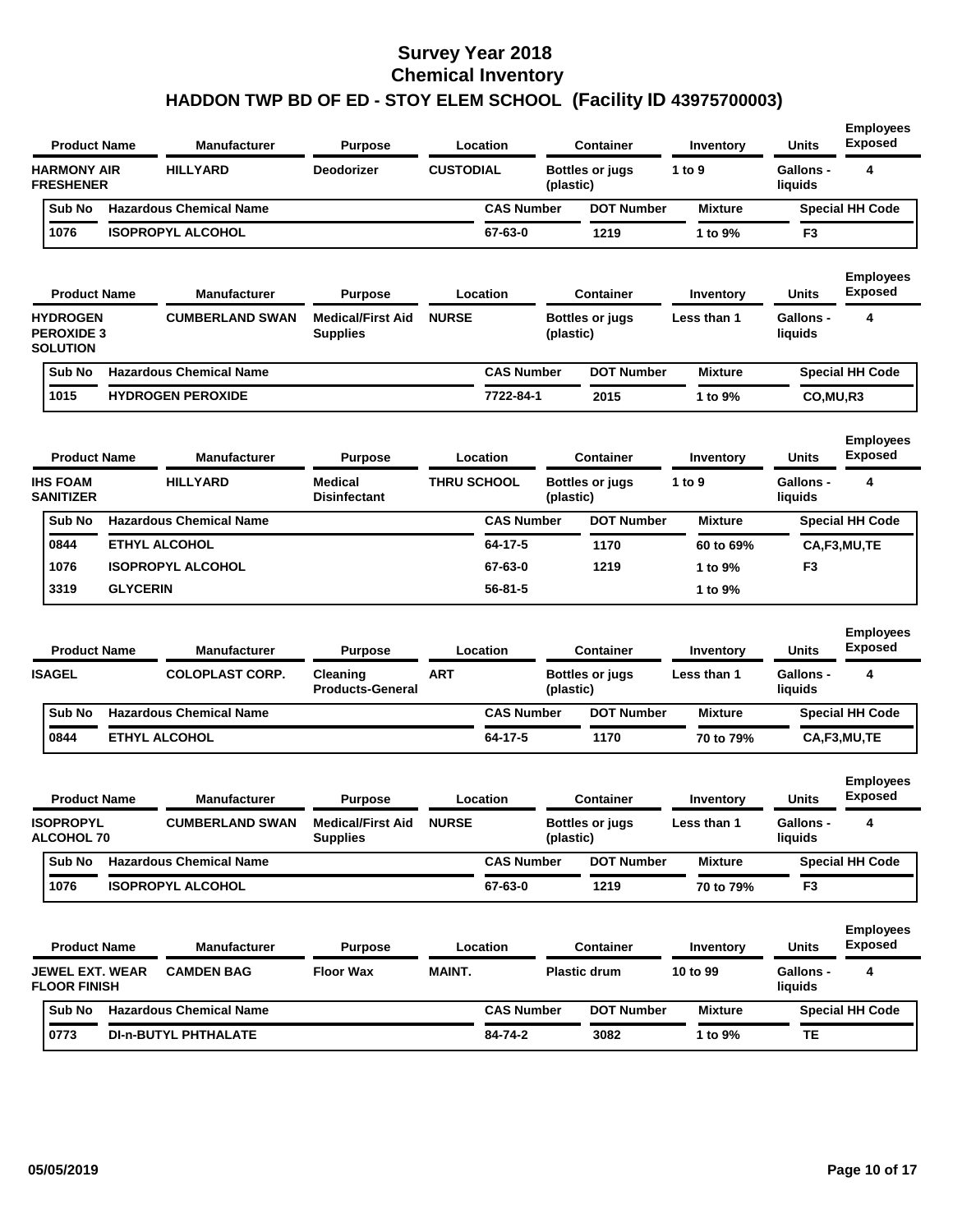# Survey Year 2018
# Chemical Inventory
# HADDON TWP BD OF ED - STOY ELEM SCHOOL (Facility ID 43975700003)

| Product Name | Manufacturer | Purpose | Location | Container | Inventory | Units | Employees Exposed |
|---|---|---|---|---|---|---|---|
| HARMONY AIR FRESHENER | HILLYARD | Deodorizer | CUSTODIAL | Bottles or jugs (plastic) | 1 to 9 | Gallons - liquids | 4 |

| Sub No | Hazardous Chemical Name | CAS Number | DOT Number | Mixture | Special HH Code |
|---|---|---|---|---|---|
| 1076 | ISOPROPYL ALCOHOL | 67-63-0 | 1219 | 1 to 9% | F3 |

| Product Name | Manufacturer | Purpose | Location | Container | Inventory | Units | Employees Exposed |
|---|---|---|---|---|---|---|---|
| HYDROGEN PEROXIDE 3 SOLUTION | CUMBERLAND SWAN | Medical/First Aid Supplies | NURSE | Bottles or jugs (plastic) | Less than 1 | Gallons - liquids | 4 |

| Sub No | Hazardous Chemical Name | CAS Number | DOT Number | Mixture | Special HH Code |
|---|---|---|---|---|---|
| 1015 | HYDROGEN PEROXIDE | 7722-84-1 | 2015 | 1 to 9% | CO,MU,R3 |

| Product Name | Manufacturer | Purpose | Location | Container | Inventory | Units | Employees Exposed |
|---|---|---|---|---|---|---|---|
| IHS FOAM SANITIZER | HILLYARD | Medical Disinfectant | THRU SCHOOL | Bottles or jugs (plastic) | 1 to 9 | Gallons - liquids | 4 |

| Sub No | Hazardous Chemical Name | CAS Number | DOT Number | Mixture | Special HH Code |
|---|---|---|---|---|---|
| 0844 | ETHYL ALCOHOL | 64-17-5 | 1170 | 60 to 69% | CA,F3,MU,TE |
| 1076 | ISOPROPYL ALCOHOL | 67-63-0 | 1219 | 1 to 9% | F3 |
| 3319 | GLYCERIN | 56-81-5 | | 1 to 9% | |

| Product Name | Manufacturer | Purpose | Location | Container | Inventory | Units | Employees Exposed |
|---|---|---|---|---|---|---|---|
| ISAGEL | COLOPLAST CORP. | Cleaning Products-General | ART | Bottles or jugs (plastic) | Less than 1 | Gallons - liquids | 4 |

| Sub No | Hazardous Chemical Name | CAS Number | DOT Number | Mixture | Special HH Code |
|---|---|---|---|---|---|
| 0844 | ETHYL ALCOHOL | 64-17-5 | 1170 | 70 to 79% | CA,F3,MU,TE |

| Product Name | Manufacturer | Purpose | Location | Container | Inventory | Units | Employees Exposed |
|---|---|---|---|---|---|---|---|
| ISOPROPYL ALCOHOL 70 | CUMBERLAND SWAN | Medical/First Aid Supplies | NURSE | Bottles or jugs (plastic) | Less than 1 | Gallons - liquids | 4 |

| Sub No | Hazardous Chemical Name | CAS Number | DOT Number | Mixture | Special HH Code |
|---|---|---|---|---|---|
| 1076 | ISOPROPYL ALCOHOL | 67-63-0 | 1219 | 70 to 79% | F3 |

| Product Name | Manufacturer | Purpose | Location | Container | Inventory | Units | Employees Exposed |
|---|---|---|---|---|---|---|---|
| JEWEL EXT. WEAR FLOOR FINISH | CAMDEN BAG | Floor Wax | MAINT. | Plastic drum | 10 to 99 | Gallons - liquids | 4 |

| Sub No | Hazardous Chemical Name | CAS Number | DOT Number | Mixture | Special HH Code |
|---|---|---|---|---|---|
| 0773 | DI-n-BUTYL PHTHALATE | 84-74-2 | 3082 | 1 to 9% | TE |

05/05/2019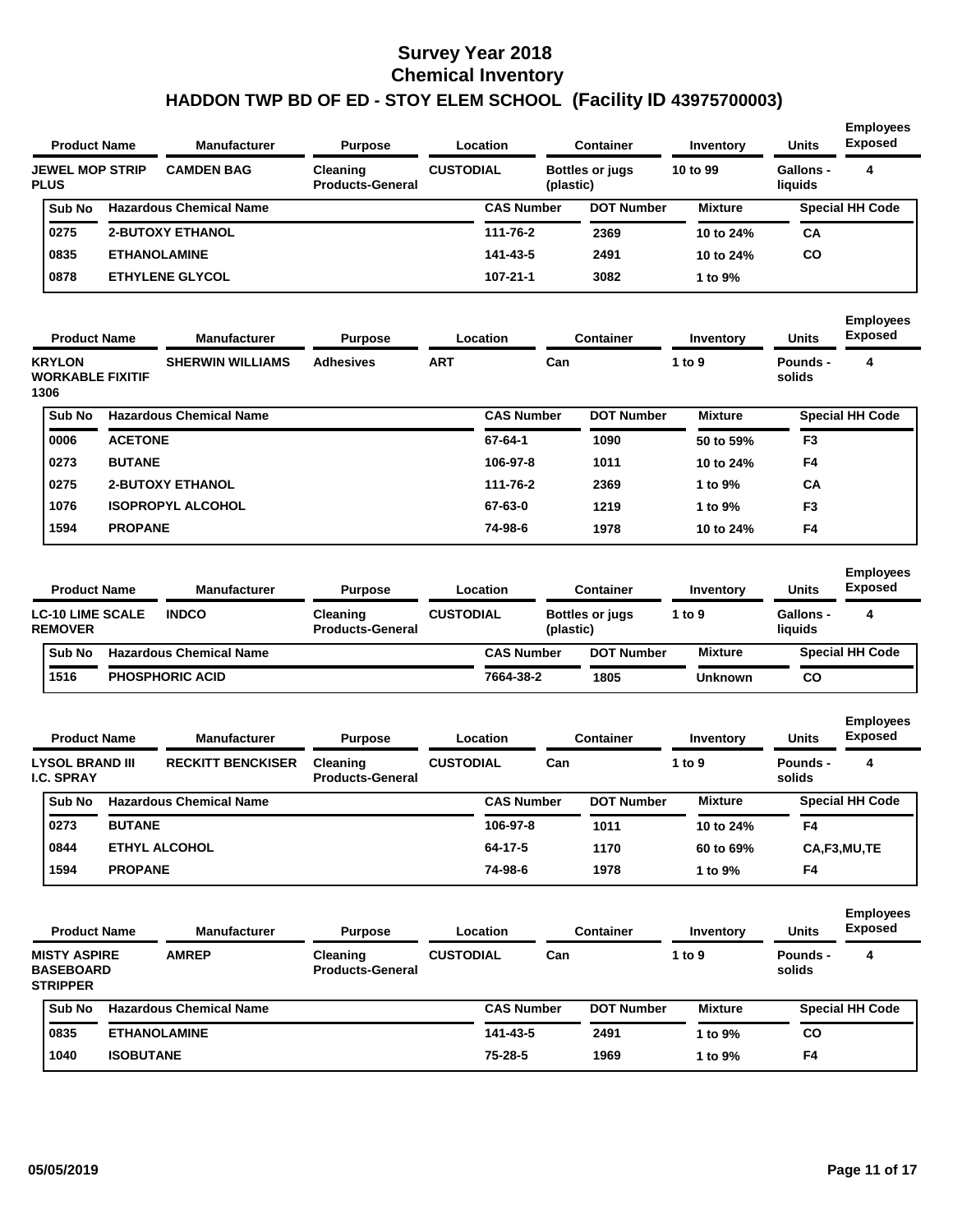# Survey Year 2018
# Chemical Inventory
# HADDON TWP BD OF ED - STOY ELEM SCHOOL (Facility ID 43975700003)

| Product Name | Manufacturer | Purpose | Location | Container | Inventory | Units | Employees Exposed |
|---|---|---|---|---|---|---|---|
| JEWEL MOP STRIP PLUS | CAMDEN BAG | Cleaning Products-General | CUSTODIAL | Bottles or jugs (plastic) | 10 to 99 | Gallons - liquids | 4 |

| Sub No | Hazardous Chemical Name | CAS Number | DOT Number | Mixture | Special HH Code |
|---|---|---|---|---|---|
| 0275 | 2-BUTOXY ETHANOL | 111-76-2 | 2369 | 10 to 24% | CA |
| 0835 | ETHANOLAMINE | 141-43-5 | 2491 | 10 to 24% | CO |
| 0878 | ETHYLENE GLYCOL | 107-21-1 | 3082 | 1 to 9% | |

| Product Name | Manufacturer | Purpose | Location | Container | Inventory | Units | Employees Exposed |
|---|---|---|---|---|---|---|---|
| KRYLON WORKABLE FIXITIF 1306 | SHERWIN WILLIAMS | Adhesives | ART | Can | 1 to 9 | Pounds - solids | 4 |

| Sub No | Hazardous Chemical Name | CAS Number | DOT Number | Mixture | Special HH Code |
|---|---|---|---|---|---|
| 0006 | ACETONE | 67-64-1 | 1090 | 50 to 59% | F3 |
| 0273 | BUTANE | 106-97-8 | 1011 | 10 to 24% | F4 |
| 0275 | 2-BUTOXY ETHANOL | 111-76-2 | 2369 | 1 to 9% | CA |
| 1076 | ISOPROPYL ALCOHOL | 67-63-0 | 1219 | 1 to 9% | F3 |
| 1594 | PROPANE | 74-98-6 | 1978 | 10 to 24% | F4 |

| Product Name | Manufacturer | Purpose | Location | Container | Inventory | Units | Employees Exposed |
|---|---|---|---|---|---|---|---|
| LC-10 LIME SCALE REMOVER | INDCO | Cleaning Products-General | CUSTODIAL | Bottles or jugs (plastic) | 1 to 9 | Gallons - liquids | 4 |

| Sub No | Hazardous Chemical Name | CAS Number | DOT Number | Mixture | Special HH Code |
|---|---|---|---|---|---|
| 1516 | PHOSPHORIC ACID | 7664-38-2 | 1805 | Unknown | CO |

| Product Name | Manufacturer | Purpose | Location | Container | Inventory | Units | Employees Exposed |
|---|---|---|---|---|---|---|---|
| LYSOL BRAND III I.C. SPRAY | RECKITT BENCKISER | Cleaning Products-General | CUSTODIAL | Can | 1 to 9 | Pounds - solids | 4 |

| Sub No | Hazardous Chemical Name | CAS Number | DOT Number | Mixture | Special HH Code |
|---|---|---|---|---|---|
| 0273 | BUTANE | 106-97-8 | 1011 | 10 to 24% | F4 |
| 0844 | ETHYL ALCOHOL | 64-17-5 | 1170 | 60 to 69% | CA,F3,MU,TE |
| 1594 | PROPANE | 74-98-6 | 1978 | 1 to 9% | F4 |

| Product Name | Manufacturer | Purpose | Location | Container | Inventory | Units | Employees Exposed |
|---|---|---|---|---|---|---|---|
| MISTY ASPIRE BASEBOARD STRIPPER | AMREP | Cleaning Products-General | CUSTODIAL | Can | 1 to 9 | Pounds - solids | 4 |

| Sub No | Hazardous Chemical Name | CAS Number | DOT Number | Mixture | Special HH Code |
|---|---|---|---|---|---|
| 0835 | ETHANOLAMINE | 141-43-5 | 2491 | 1 to 9% | CO |
| 1040 | ISOBUTANE | 75-28-5 | 1969 | 1 to 9% | F4 |

05/05/2019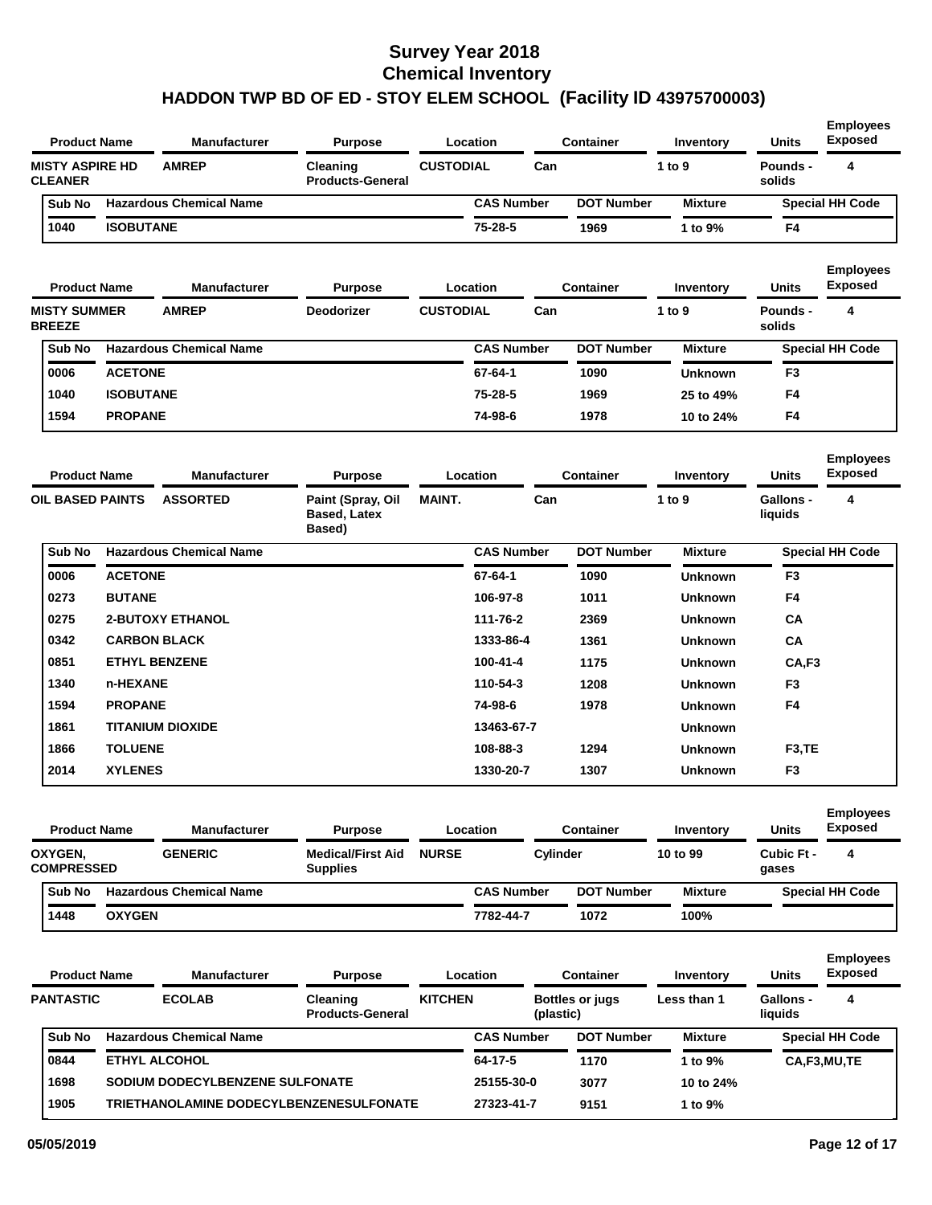# Survey Year 2018
# Chemical Inventory
# HADDON TWP BD OF ED - STOY ELEM SCHOOL (Facility ID 43975700003)

| Product Name | Manufacturer | Purpose | Location | Container | Inventory | Units | Employees Exposed |
|---|---|---|---|---|---|---|---|
| MISTY ASPIRE HD CLEANER | AMREP | Cleaning Products-General | CUSTODIAL | Can | 1 to 9 | Pounds - solids | 4 |

| Sub No | Hazardous Chemical Name | CAS Number | DOT Number | Mixture | Special HH Code |
|---|---|---|---|---|---|
| 1040 | ISOBUTANE | 75-28-5 | 1969 | 1 to 9% | F4 |

| Product Name | Manufacturer | Purpose | Location | Container | Inventory | Units | Employees Exposed |
|---|---|---|---|---|---|---|---|
| MISTY SUMMER BREEZE | AMREP | Deodorizer | CUSTODIAL | Can | 1 to 9 | Pounds - solids | 4 |

| Sub No | Hazardous Chemical Name | CAS Number | DOT Number | Mixture | Special HH Code |
|---|---|---|---|---|---|
| 0006 | ACETONE | 67-64-1 | 1090 | Unknown | F3 |
| 1040 | ISOBUTANE | 75-28-5 | 1969 | 25 to 49% | F4 |
| 1594 | PROPANE | 74-98-6 | 1978 | 10 to 24% | F4 |

| Product Name | Manufacturer | Purpose | Location | Container | Inventory | Units | Employees Exposed |
|---|---|---|---|---|---|---|---|
| OIL BASED PAINTS | ASSORTED | Paint (Spray, Oil Based, Latex Based) | MAINT. | Can | 1 to 9 | Gallons - liquids | 4 |

| Sub No | Hazardous Chemical Name | CAS Number | DOT Number | Mixture | Special HH Code |
|---|---|---|---|---|---|
| 0006 | ACETONE | 67-64-1 | 1090 | Unknown | F3 |
| 0273 | BUTANE | 106-97-8 | 1011 | Unknown | F4 |
| 0275 | 2-BUTOXY ETHANOL | 111-76-2 | 2369 | Unknown | CA |
| 0342 | CARBON BLACK | 1333-86-4 | 1361 | Unknown | CA |
| 0851 | ETHYL BENZENE | 100-41-4 | 1175 | Unknown | CA,F3 |
| 1340 | n-HEXANE | 110-54-3 | 1208 | Unknown | F3 |
| 1594 | PROPANE | 74-98-6 | 1978 | Unknown | F4 |
| 1861 | TITANIUM DIOXIDE | 13463-67-7 | | Unknown | |
| 1866 | TOLUENE | 108-88-3 | 1294 | Unknown | F3,TE |
| 2014 | XYLENES | 1330-20-7 | 1307 | Unknown | F3 |

| Product Name | Manufacturer | Purpose | Location | Container | Inventory | Units | Employees Exposed |
|---|---|---|---|---|---|---|---|
| OXYGEN, COMPRESSED | GENERIC | Medical/First Aid Supplies | NURSE | Cylinder | 10 to 99 | Cubic Ft - gases | 4 |

| Sub No | Hazardous Chemical Name | CAS Number | DOT Number | Mixture | Special HH Code |
|---|---|---|---|---|---|
| 1448 | OXYGEN | 7782-44-7 | 1072 | 100% | |

| Product Name | Manufacturer | Purpose | Location | Container | Inventory | Units | Employees Exposed |
|---|---|---|---|---|---|---|---|
| PANTASTIC | ECOLAB | Cleaning Products-General | KITCHEN | Bottles or jugs (plastic) | Less than 1 | Gallons - liquids | 4 |

| Sub No | Hazardous Chemical Name | CAS Number | DOT Number | Mixture | Special HH Code |
|---|---|---|---|---|---|
| 0844 | ETHYL ALCOHOL | 64-17-5 | 1170 | 1 to 9% | CA,F3,MU,TE |
| 1698 | SODIUM DODECYLBENZENE SULFONATE | 25155-30-0 | 3077 | 10 to 24% | |
| 1905 | TRIETHANOLAMINE DODECYLBENZENESULFONATE | 27323-41-7 | 9151 | 1 to 9% | |

05/05/2019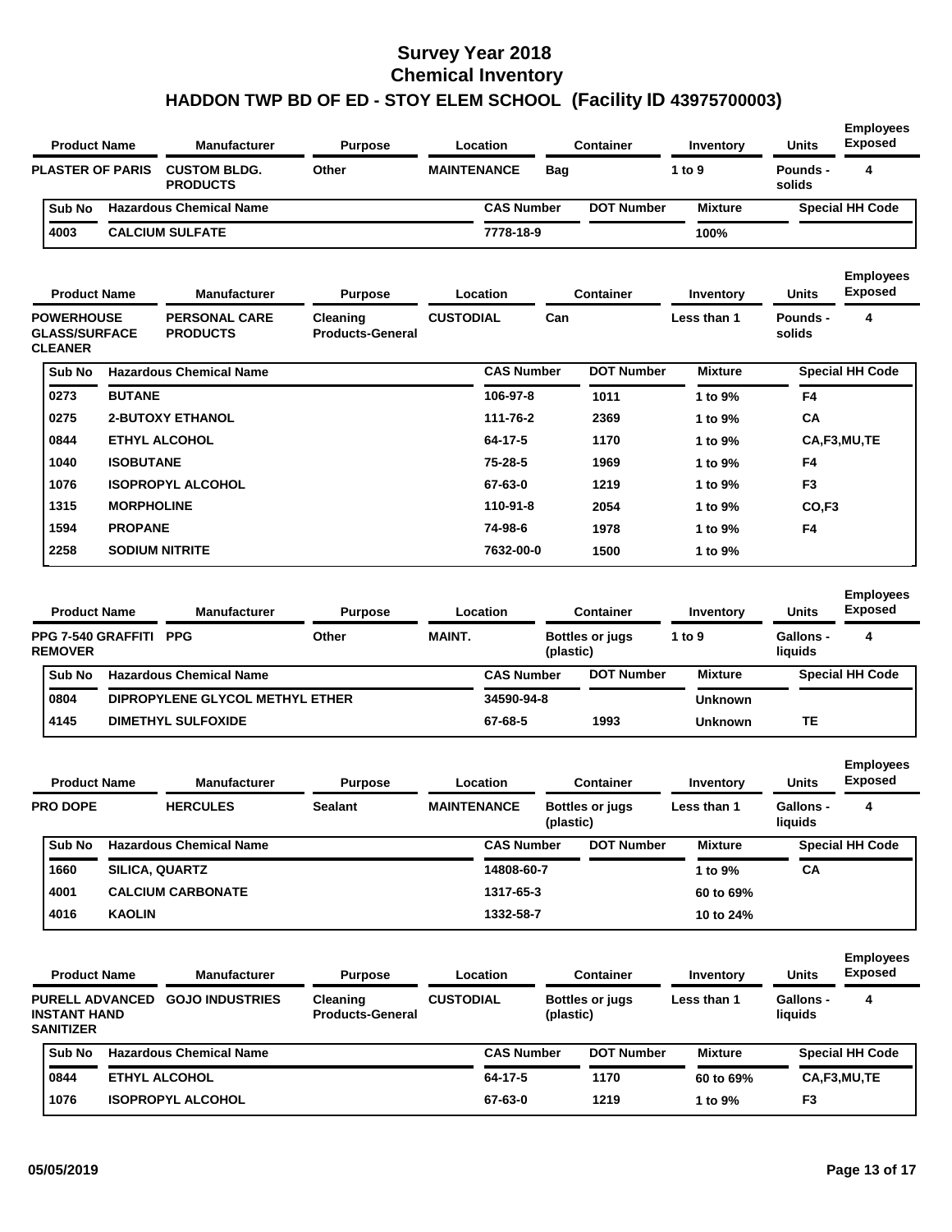# Survey Year 2018
## Chemical Inventory
## HADDON TWP BD OF ED - STOY ELEM SCHOOL (Facility ID 43975700003)

| Product Name | Manufacturer | Purpose | Location | Container | Inventory | Units | Employees Exposed |
|---|---|---|---|---|---|---|---|
| PLASTER OF PARIS | CUSTOM BLDG. PRODUCTS | Other | MAINTENANCE | Bag | 1 to 9 | Pounds - solids | 4 |

| Sub No | Hazardous Chemical Name | CAS Number | DOT Number | Mixture | Special HH Code |
|---|---|---|---|---|---|
| 4003 | CALCIUM SULFATE | 7778-18-9 | | 100% | |

| Product Name | Manufacturer | Purpose | Location | Container | Inventory | Units | Employees Exposed |
|---|---|---|---|---|---|---|---|
| POWERHOUSE GLASS/SURFACE CLEANER | PERSONAL CARE PRODUCTS | Cleaning Products-General | CUSTODIAL | Can | Less than 1 | Pounds - solids | 4 |

| Sub No | Hazardous Chemical Name | CAS Number | DOT Number | Mixture | Special HH Code |
|---|---|---|---|---|---|
| 0273 | BUTANE | 106-97-8 | 1011 | 1 to 9% | F4 |
| 0275 | 2-BUTOXY ETHANOL | 111-76-2 | 2369 | 1 to 9% | CA |
| 0844 | ETHYL ALCOHOL | 64-17-5 | 1170 | 1 to 9% | CA,F3,MU,TE |
| 1040 | ISOBUTANE | 75-28-5 | 1969 | 1 to 9% | F4 |
| 1076 | ISOPROPYL ALCOHOL | 67-63-0 | 1219 | 1 to 9% | F3 |
| 1315 | MORPHOLINE | 110-91-8 | 2054 | 1 to 9% | CO,F3 |
| 1594 | PROPANE | 74-98-6 | 1978 | 1 to 9% | F4 |
| 2258 | SODIUM NITRITE | 7632-00-0 | 1500 | 1 to 9% | |

| Product Name | Manufacturer | Purpose | Location | Container | Inventory | Units | Employees Exposed |
|---|---|---|---|---|---|---|---|
| PPG 7-540 GRAFFITI REMOVER | PPG | Other | MAINT. | Bottles or jugs (plastic) | 1 to 9 | Gallons - liquids | 4 |

| Sub No | Hazardous Chemical Name | CAS Number | DOT Number | Mixture | Special HH Code |
|---|---|---|---|---|---|
| 0804 | DIPROPYLENE GLYCOL METHYL ETHER | 34590-94-8 | | Unknown | |
| 4145 | DIMETHYL SULFOXIDE | 67-68-5 | 1993 | Unknown | TE |

| Product Name | Manufacturer | Purpose | Location | Container | Inventory | Units | Employees Exposed |
|---|---|---|---|---|---|---|---|
| PRO DOPE | HERCULES | Sealant | MAINTENANCE | Bottles or jugs (plastic) | Less than 1 | Gallons - liquids | 4 |

| Sub No | Hazardous Chemical Name | CAS Number | DOT Number | Mixture | Special HH Code |
|---|---|---|---|---|---|
| 1660 | SILICA, QUARTZ | 14808-60-7 | | 1 to 9% | CA |
| 4001 | CALCIUM CARBONATE | 1317-65-3 | | 60 to 69% | |
| 4016 | KAOLIN | 1332-58-7 | | 10 to 24% | |

| Product Name | Manufacturer | Purpose | Location | Container | Inventory | Units | Employees Exposed |
|---|---|---|---|---|---|---|---|
| PURELL ADVANCED INSTANT HAND SANITIZER | GOJO INDUSTRIES | Cleaning Products-General | CUSTODIAL | Bottles or jugs (plastic) | Less than 1 | Gallons - liquids | 4 |

| Sub No | Hazardous Chemical Name | CAS Number | DOT Number | Mixture | Special HH Code |
|---|---|---|---|---|---|
| 0844 | ETHYL ALCOHOL | 64-17-5 | 1170 | 60 to 69% | CA,F3,MU,TE |
| 1076 | ISOPROPYL ALCOHOL | 67-63-0 | 1219 | 1 to 9% | F3 |

05/05/2019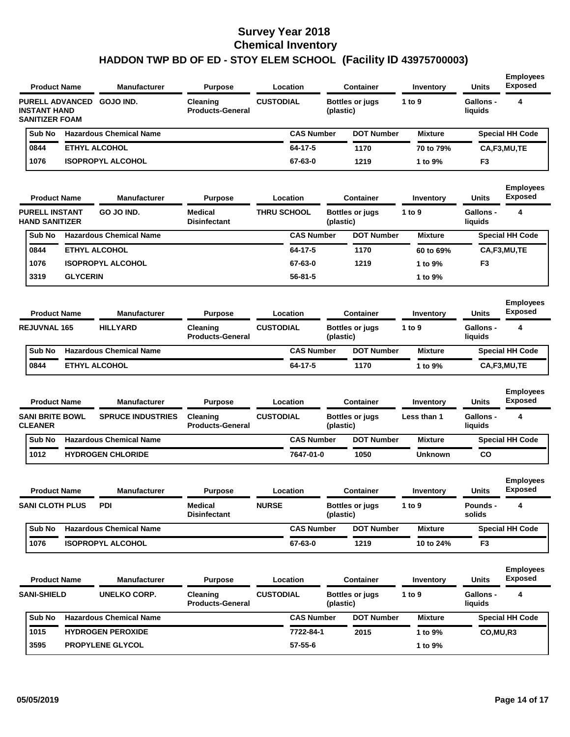# Survey Year 2018
## Chemical Inventory
## HADDON TWP BD OF ED - STOY ELEM SCHOOL (Facility ID 43975700003)

| Product Name | Manufacturer | Purpose | Location | Container | Inventory | Units | Employees Exposed |
|---|---|---|---|---|---|---|---|
| PURELL ADVANCED INSTANT HAND SANITIZER FOAM | GOJO IND. | Cleaning Products-General | CUSTODIAL | Bottles or jugs (plastic) | 1 to 9 | Gallons - liquids | 4 |

| Sub No | Hazardous Chemical Name | CAS Number | DOT Number | Mixture | Special HH Code |
|---|---|---|---|---|---|
| 0844 | ETHYL ALCOHOL | 64-17-5 | 1170 | 70 to 79% | CA,F3,MU,TE |
| 1076 | ISOPROPYL ALCOHOL | 67-63-0 | 1219 | 1 to 9% | F3 |

| Product Name | Manufacturer | Purpose | Location | Container | Inventory | Units | Employees Exposed |
|---|---|---|---|---|---|---|---|
| PURELL INSTANT HAND SANITIZER | GO JO IND. | Medical Disinfectant | THRU SCHOOL | Bottles or jugs (plastic) | 1 to 9 | Gallons - liquids | 4 |

| Sub No | Hazardous Chemical Name | CAS Number | DOT Number | Mixture | Special HH Code |
|---|---|---|---|---|---|
| 0844 | ETHYL ALCOHOL | 64-17-5 | 1170 | 60 to 69% | CA,F3,MU,TE |
| 1076 | ISOPROPYL ALCOHOL | 67-63-0 | 1219 | 1 to 9% | F3 |
| 3319 | GLYCERIN | 56-81-5 | | 1 to 9% | |

| Product Name | Manufacturer | Purpose | Location | Container | Inventory | Units | Employees Exposed |
|---|---|---|---|---|---|---|---|
| REJUVNAL 165 | HILLYARD | Cleaning Products-General | CUSTODIAL | Bottles or jugs (plastic) | 1 to 9 | Gallons - liquids | 4 |

| Sub No | Hazardous Chemical Name | CAS Number | DOT Number | Mixture | Special HH Code |
|---|---|---|---|---|---|
| 0844 | ETHYL ALCOHOL | 64-17-5 | 1170 | 1 to 9% | CA,F3,MU,TE |

| Product Name | Manufacturer | Purpose | Location | Container | Inventory | Units | Employees Exposed |
|---|---|---|---|---|---|---|---|
| SANI BRITE BOWL CLEANER | SPRUCE INDUSTRIES | Cleaning Products-General | CUSTODIAL | Bottles or jugs (plastic) | Less than 1 | Gallons - liquids | 4 |

| Sub No | Hazardous Chemical Name | CAS Number | DOT Number | Mixture | Special HH Code |
|---|---|---|---|---|---|
| 1012 | HYDROGEN CHLORIDE | 7647-01-0 | 1050 | Unknown | CO |

| Product Name | Manufacturer | Purpose | Location | Container | Inventory | Units | Employees Exposed |
|---|---|---|---|---|---|---|---|
| SANI CLOTH PLUS | PDI | Medical Disinfectant | NURSE | Bottles or jugs (plastic) | 1 to 9 | Pounds - solids | 4 |

| Sub No | Hazardous Chemical Name | CAS Number | DOT Number | Mixture | Special HH Code |
|---|---|---|---|---|---|
| 1076 | ISOPROPYL ALCOHOL | 67-63-0 | 1219 | 10 to 24% | F3 |

| Product Name | Manufacturer | Purpose | Location | Container | Inventory | Units | Employees Exposed |
|---|---|---|---|---|---|---|---|
| SANI-SHIELD | UNELKO CORP. | Cleaning Products-General | CUSTODIAL | Bottles or jugs (plastic) | 1 to 9 | Gallons - liquids | 4 |

| Sub No | Hazardous Chemical Name | CAS Number | DOT Number | Mixture | Special HH Code |
|---|---|---|---|---|---|
| 1015 | HYDROGEN PEROXIDE | 7722-84-1 | 2015 | 1 to 9% | CO,MU,R3 |
| 3595 | PROPYLENE GLYCOL | 57-55-6 | | 1 to 9% | |

05/05/2019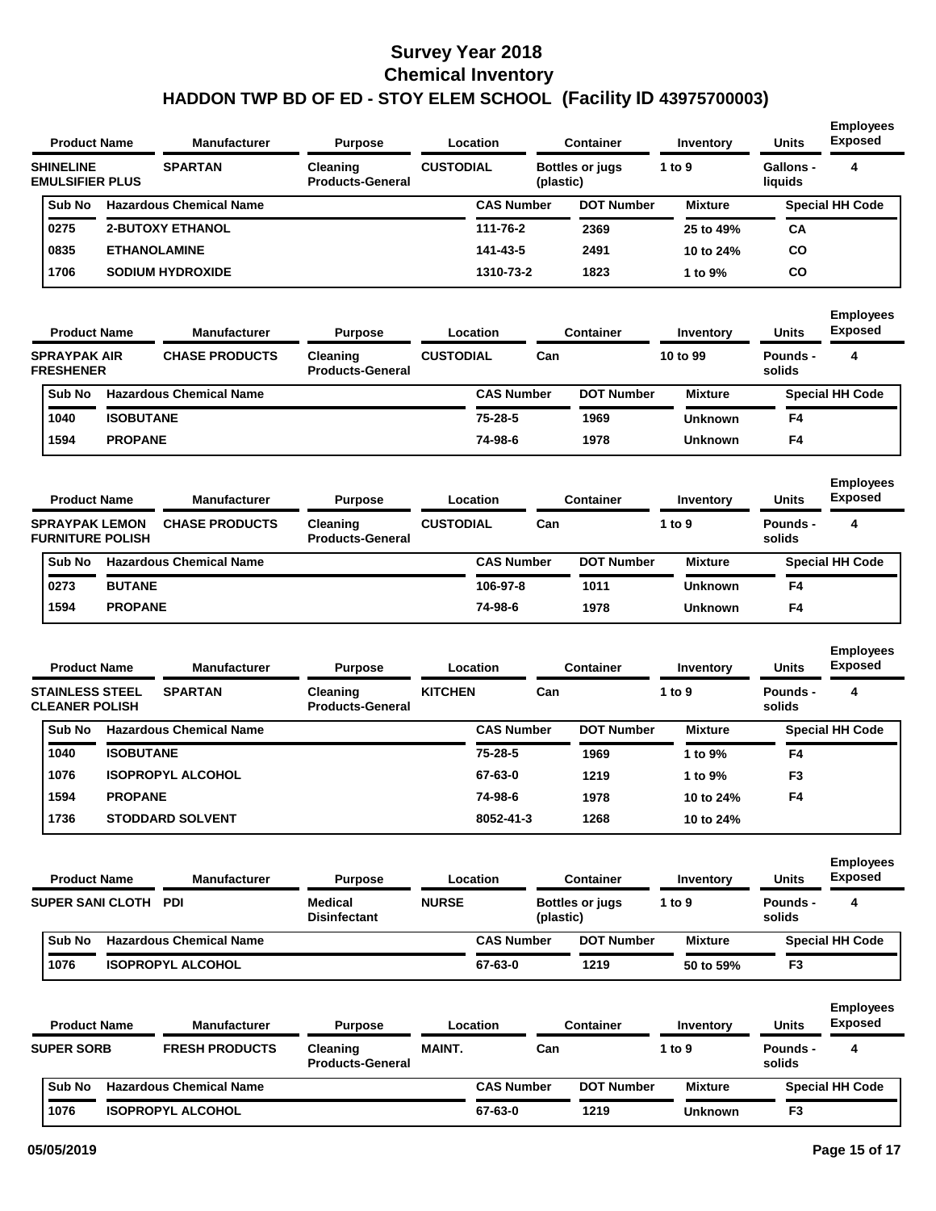# Survey Year 2018
# Chemical Inventory
# HADDON TWP BD OF ED - STOY ELEM SCHOOL (Facility ID 43975700003)

| Product Name | Manufacturer | Purpose | Location | Container | Inventory | Units | Employees Exposed |
|---|---|---|---|---|---|---|---|
| SHINELINE EMULSIFIER PLUS | SPARTAN | Cleaning Products-General | CUSTODIAL | Bottles or jugs (plastic) | 1 to 9 | Gallons - liquids | 4 |

| Sub No | Hazardous Chemical Name | CAS Number | DOT Number | Mixture | Special HH Code |
|---|---|---|---|---|---|
| 0275 | 2-BUTOXY ETHANOL | 111-76-2 | 2369 | 25 to 49% | CA |
| 0835 | ETHANOLAMINE | 141-43-5 | 2491 | 10 to 24% | CO |
| 1706 | SODIUM HYDROXIDE | 1310-73-2 | 1823 | 1 to 9% | CO |

| Product Name | Manufacturer | Purpose | Location | Container | Inventory | Units | Employees Exposed |
|---|---|---|---|---|---|---|---|
| SPRAYPAK AIR FRESHENER | CHASE PRODUCTS | Cleaning Products-General | CUSTODIAL | Can | 10 to 99 | Pounds - solids | 4 |

| Sub No | Hazardous Chemical Name | CAS Number | DOT Number | Mixture | Special HH Code |
|---|---|---|---|---|---|
| 1040 | ISOBUTANE | 75-28-5 | 1969 | Unknown | F4 |
| 1594 | PROPANE | 74-98-6 | 1978 | Unknown | F4 |

| Product Name | Manufacturer | Purpose | Location | Container | Inventory | Units | Employees Exposed |
|---|---|---|---|---|---|---|---|
| SPRAYPAK LEMON FURNITURE POLISH | CHASE PRODUCTS | Cleaning Products-General | CUSTODIAL | Can | 1 to 9 | Pounds - solids | 4 |

| Sub No | Hazardous Chemical Name | CAS Number | DOT Number | Mixture | Special HH Code |
|---|---|---|---|---|---|
| 0273 | BUTANE | 106-97-8 | 1011 | Unknown | F4 |
| 1594 | PROPANE | 74-98-6 | 1978 | Unknown | F4 |

| Product Name | Manufacturer | Purpose | Location | Container | Inventory | Units | Employees Exposed |
|---|---|---|---|---|---|---|---|
| STAINLESS STEEL CLEANER POLISH | SPARTAN | Cleaning Products-General | KITCHEN | Can | 1 to 9 | Pounds - solids | 4 |

| Sub No | Hazardous Chemical Name | CAS Number | DOT Number | Mixture | Special HH Code |
|---|---|---|---|---|---|
| 1040 | ISOBUTANE | 75-28-5 | 1969 | 1 to 9% | F4 |
| 1076 | ISOPROPYL ALCOHOL | 67-63-0 | 1219 | 1 to 9% | F3 |
| 1594 | PROPANE | 74-98-6 | 1978 | 10 to 24% | F4 |
| 1736 | STODDARD SOLVENT | 8052-41-3 | 1268 | 10 to 24% | |

| Product Name | Manufacturer | Purpose | Location | Container | Inventory | Units | Employees Exposed |
|---|---|---|---|---|---|---|---|
| SUPER SANI CLOTH | PDI | Medical Disinfectant | NURSE | Bottles or jugs (plastic) | 1 to 9 | Pounds - solids | 4 |

| Sub No | Hazardous Chemical Name | CAS Number | DOT Number | Mixture | Special HH Code |
|---|---|---|---|---|---|
| 1076 | ISOPROPYL ALCOHOL | 67-63-0 | 1219 | 50 to 59% | F3 |

| Product Name | Manufacturer | Purpose | Location | Container | Inventory | Units | Employees Exposed |
|---|---|---|---|---|---|---|---|
| SUPER SORB | FRESH PRODUCTS | Cleaning Products-General | MAINT. | Can | 1 to 9 | Pounds - solids | 4 |

| Sub No | Hazardous Chemical Name | CAS Number | DOT Number | Mixture | Special HH Code |
|---|---|---|---|---|---|
| 1076 | ISOPROPYL ALCOHOL | 67-63-0 | 1219 | Unknown | F3 |

05/05/2019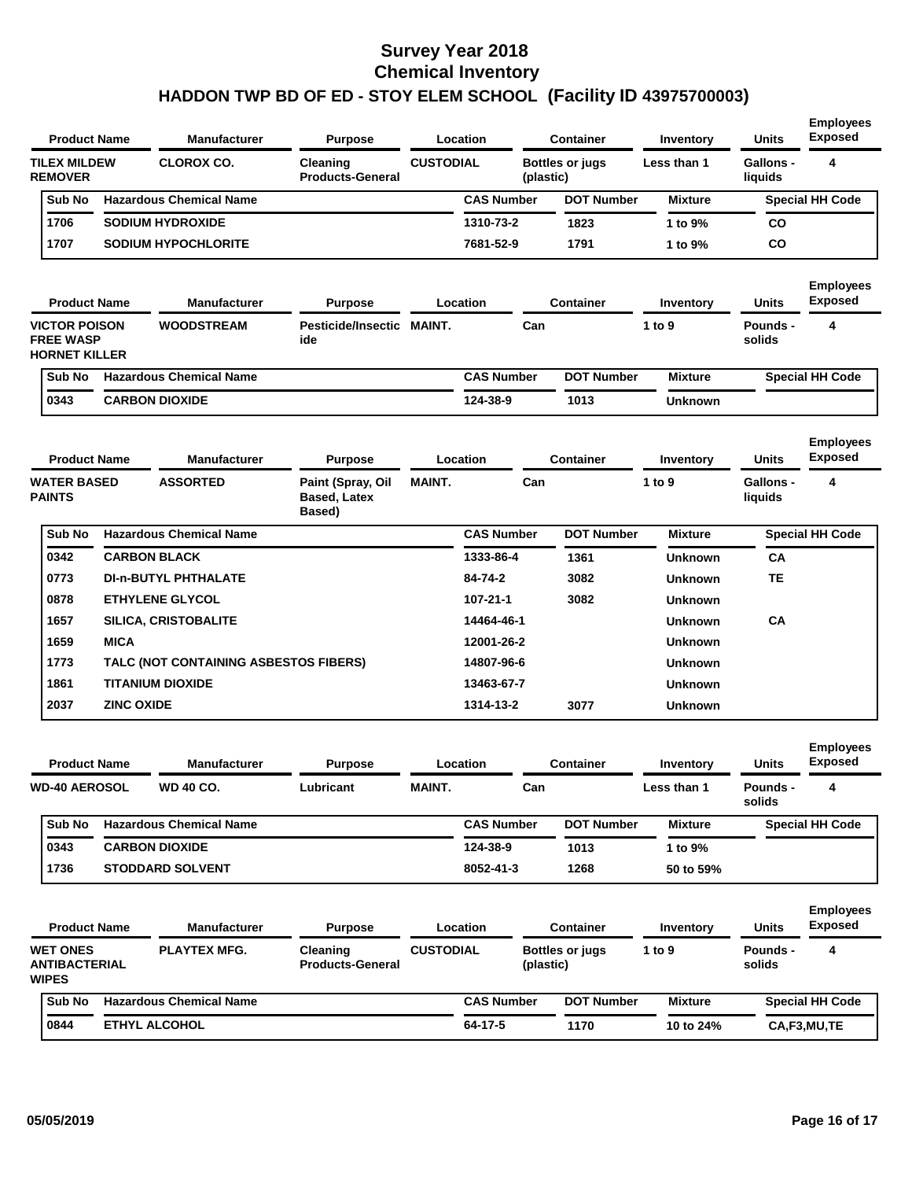# Survey Year 2018
# Chemical Inventory
## HADDON TWP BD OF ED - STOY ELEM SCHOOL (Facility ID 43975700003)

| Product Name | Manufacturer | Purpose | Location | Container | Inventory | Units | Employees Exposed |
|---|---|---|---|---|---|---|---|
| TILEX MILDEW REMOVER | CLOROX CO. | Cleaning Products-General | CUSTODIAL | Bottles or jugs (plastic) | Less than 1 | Gallons - liquids | 4 |

| Sub No | Hazardous Chemical Name | CAS Number | DOT Number | Mixture | Special HH Code |
|---|---|---|---|---|---|
| 1706 | SODIUM HYDROXIDE | 1310-73-2 | 1823 | 1 to 9% | CO |
| 1707 | SODIUM HYPOCHLORITE | 7681-52-9 | 1791 | 1 to 9% | CO |

| Product Name | Manufacturer | Purpose | Location | Container | Inventory | Units | Employees Exposed |
|---|---|---|---|---|---|---|---|
| VICTOR POISON FREE WASP HORNET KILLER | WOODSTREAM | Pesticide/Insecticide | MAINT. | Can | 1 to 9 | Pounds - solids | 4 |

| Sub No | Hazardous Chemical Name | CAS Number | DOT Number | Mixture | Special HH Code |
|---|---|---|---|---|---|
| 0343 | CARBON DIOXIDE | 124-38-9 | 1013 | Unknown | |

| Product Name | Manufacturer | Purpose | Location | Container | Inventory | Units | Employees Exposed |
|---|---|---|---|---|---|---|---|
| WATER BASED PAINTS | ASSORTED | Paint (Spray, Oil Based, Latex Based) | MAINT. | Can | 1 to 9 | Gallons - liquids | 4 |

| Sub No | Hazardous Chemical Name | CAS Number | DOT Number | Mixture | Special HH Code |
|---|---|---|---|---|---|
| 0342 | CARBON BLACK | 1333-86-4 | 1361 | Unknown | CA |
| 0773 | DI-n-BUTYL PHTHALATE | 84-74-2 | 3082 | Unknown | TE |
| 0878 | ETHYLENE GLYCOL | 107-21-1 | 3082 | Unknown | |
| 1657 | SILICA, CRISTOBALITE | 14464-46-1 | | Unknown | CA |
| 1659 | MICA | 12001-26-2 | | Unknown | |
| 1773 | TALC (NOT CONTAINING ASBESTOS FIBERS) | 14807-96-6 | | Unknown | |
| 1861 | TITANIUM DIOXIDE | 13463-67-7 | | Unknown | |
| 2037 | ZINC OXIDE | 1314-13-2 | 3077 | Unknown | |

| Product Name | Manufacturer | Purpose | Location | Container | Inventory | Units | Employees Exposed |
|---|---|---|---|---|---|---|---|
| WD-40 AEROSOL | WD 40 CO. | Lubricant | MAINT. | Can | Less than 1 | Pounds - solids | 4 |

| Sub No | Hazardous Chemical Name | CAS Number | DOT Number | Mixture | Special HH Code |
|---|---|---|---|---|---|
| 0343 | CARBON DIOXIDE | 124-38-9 | 1013 | 1 to 9% | |
| 1736 | STODDARD SOLVENT | 8052-41-3 | 1268 | 50 to 59% | |

| Product Name | Manufacturer | Purpose | Location | Container | Inventory | Units | Employees Exposed |
|---|---|---|---|---|---|---|---|
| WET ONES ANTIBACTERIAL WIPES | PLAYTEX MFG. | Cleaning Products-General | CUSTODIAL | Bottles or jugs (plastic) | 1 to 9 | Pounds - solids | 4 |

| Sub No | Hazardous Chemical Name | CAS Number | DOT Number | Mixture | Special HH Code |
|---|---|---|---|---|---|
| 0844 | ETHYL ALCOHOL | 64-17-5 | 1170 | 10 to 24% | CA,F3,MU,TE |

05/05/2019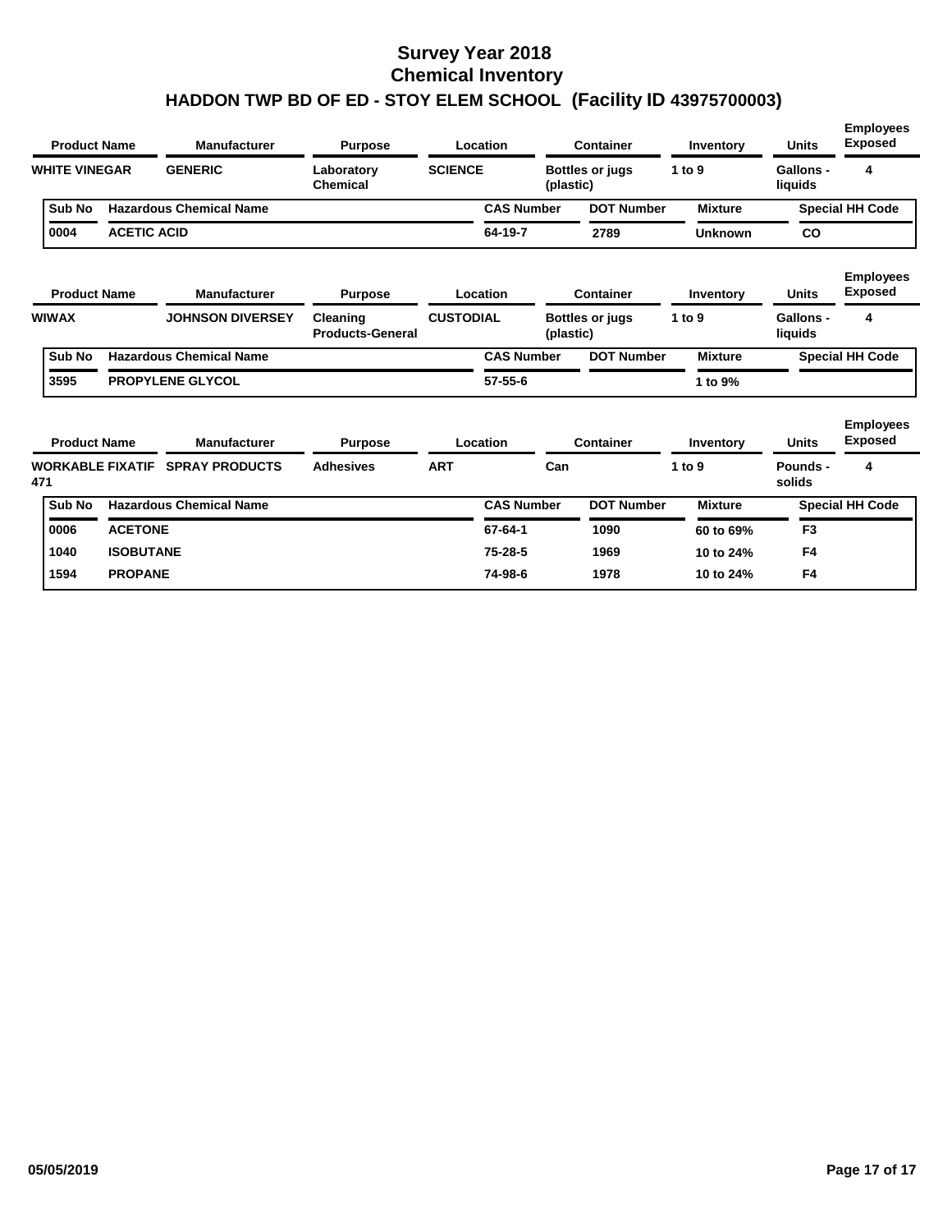# Survey Year 2018
# Chemical Inventory
# HADDON TWP BD OF ED - STOY ELEM SCHOOL (Facility ID 43975700003)

| Product Name | Manufacturer | Purpose | Location | Container | Inventory | Units | Employees Exposed |
|---|---|---|---|---|---|---|---|
| WHITE VINEGAR | GENERIC | Laboratory Chemical | SCIENCE | Bottles or jugs (plastic) | 1 to 9 | Gallons - liquids | 4 |

| Sub No | Hazardous Chemical Name | CAS Number | DOT Number | Mixture | Special HH Code |
|---|---|---|---|---|---|
| 0004 | ACETIC ACID | 64-19-7 | 2789 | Unknown | CO |

| Product Name | Manufacturer | Purpose | Location | Container | Inventory | Units | Employees Exposed |
|---|---|---|---|---|---|---|---|
| WIWAX | JOHNSON DIVERSEY | Cleaning Products-General | CUSTODIAL | Bottles or jugs (plastic) | 1 to 9 | Gallons - liquids | 4 |

| Sub No | Hazardous Chemical Name | CAS Number | DOT Number | Mixture | Special HH Code |
|---|---|---|---|---|---|
| 3595 | PROPYLENE GLYCOL | 57-55-6 | | 1 to 9% | |

| Product Name | Manufacturer | Purpose | Location | Container | Inventory | Units | Employees Exposed |
|---|---|---|---|---|---|---|---|
| WORKABLE FIXATIF 471 | SPRAY PRODUCTS | Adhesives | ART | Can | 1 to 9 | Pounds - solids | 4 |

| Sub No | Hazardous Chemical Name | CAS Number | DOT Number | Mixture | Special HH Code |
|---|---|---|---|---|---|
| 0006 | ACETONE | 67-64-1 | 1090 | 60 to 69% | F3 |
| 1040 | ISOBUTANE | 75-28-5 | 1969 | 10 to 24% | F4 |
| 1594 | PROPANE | 74-98-6 | 1978 | 10 to 24% | F4 |

05/05/2019